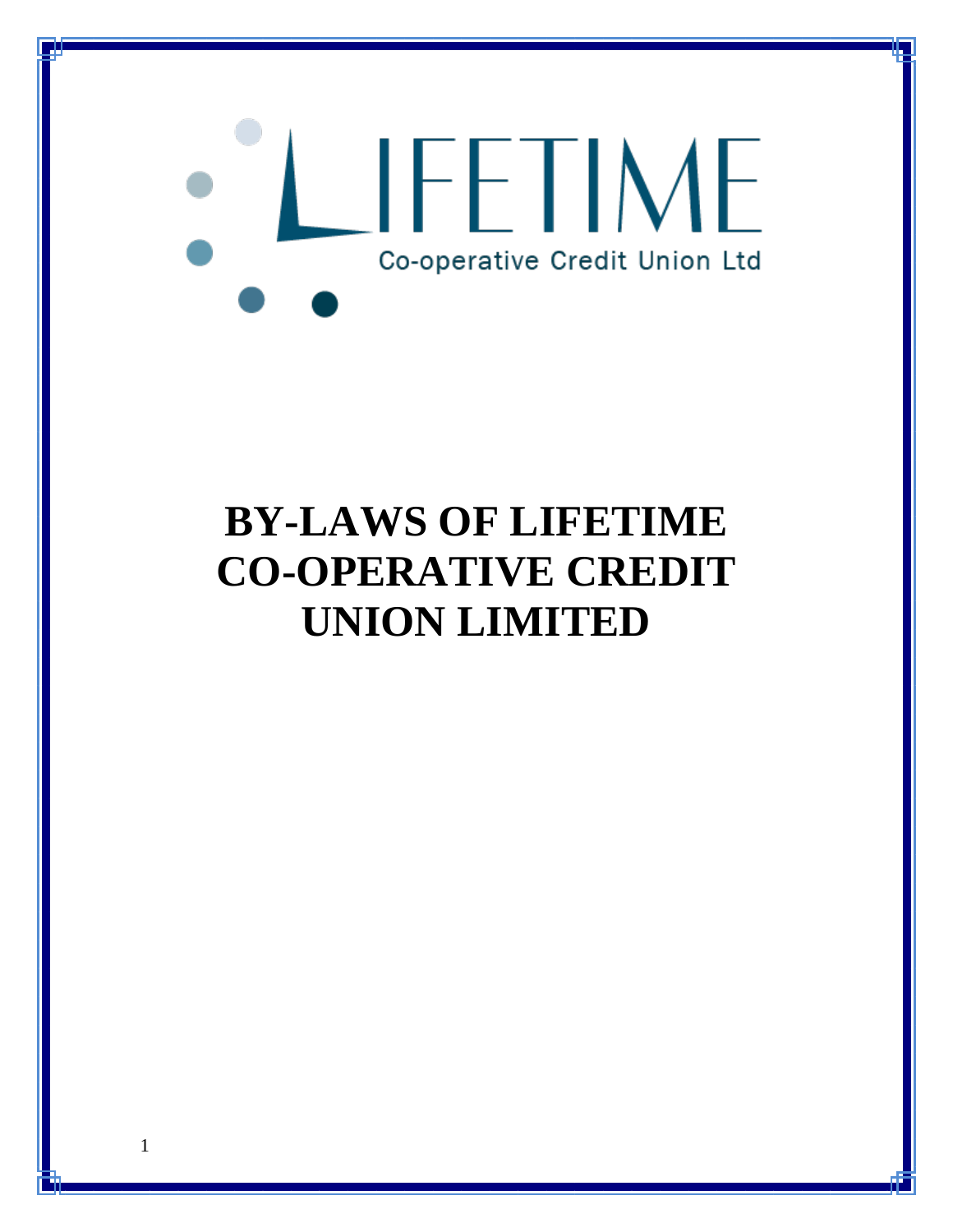LIFETIME

Co-operative Credit Union Ltd

# BY-LAWS OF LIFETIME CO-OPERATIVE CREDIT UNION LIMITED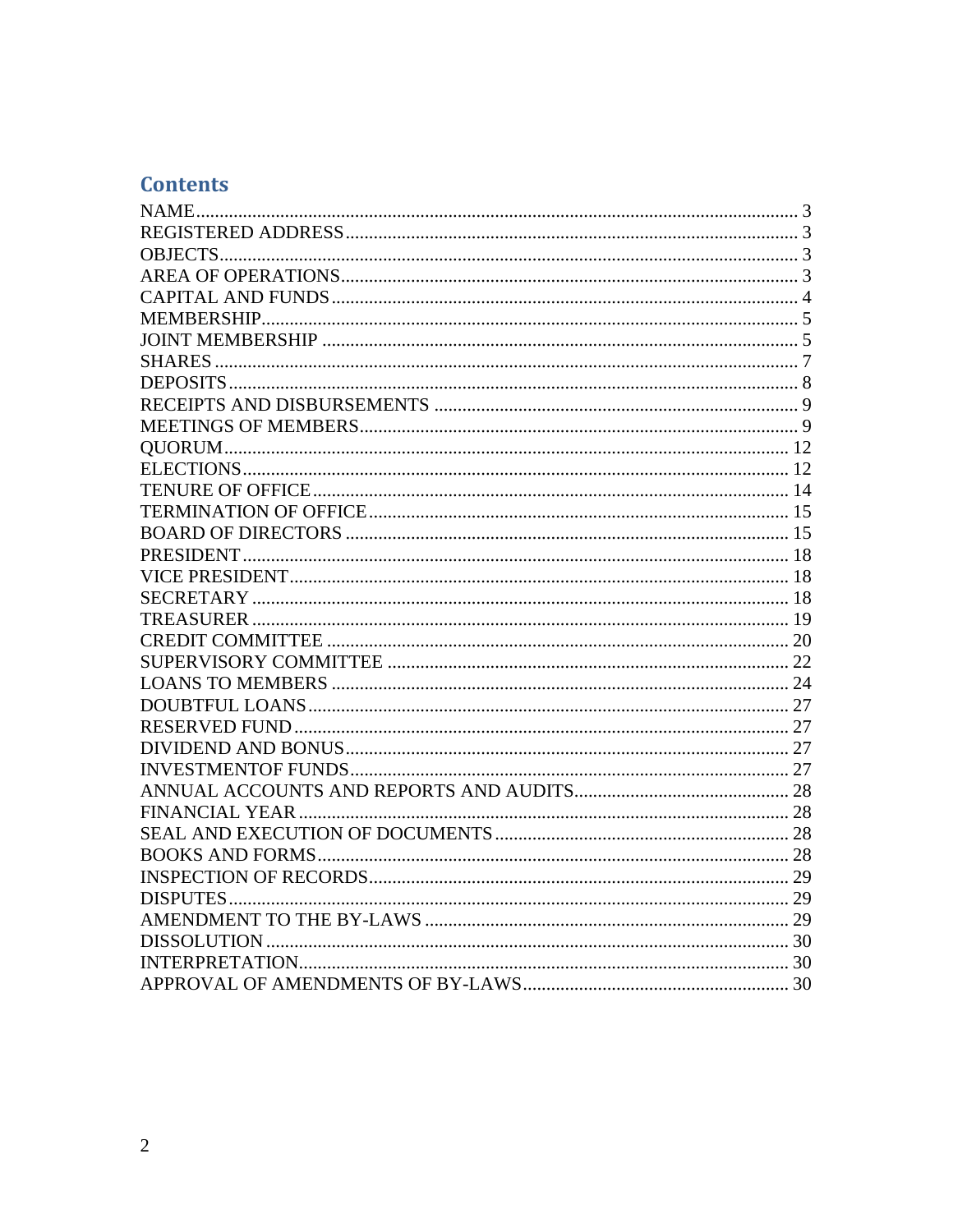## Contents

| | |
|---|---|
| NAME | 3 |
| REGISTERED ADDRESS | 3 |
| OBJECTS | 3 |
| AREA OF OPERATIONS | 3 |
| CAPITAL AND FUNDS | 4 |
| MEMBERSHIP | 5 |
| JOINT MEMBERSHIP | 5 |
| SHARES | 7 |
| DEPOSITS | 8 |
| RECEIPTS AND DISBURSEMENTS | 9 |
| MEETINGS OF MEMBERS | 9 |
| QUORUM | 12 |
| ELECTIONS | 12 |
| TENURE OF OFFICE | 14 |
| TERMINATION OF OFFICE | 15 |
| BOARD OF DIRECTORS | 15 |
| PRESIDENT | 18 |
| VICE PRESIDENT | 18 |
| SECRETARY | 18 |
| TREASURER | 19 |
| CREDIT COMMITTEE | 20 |
| SUPERVISORY COMMITTEE | 22 |
| LOANS TO MEMBERS | 24 |
| DOUBTFUL LOANS | 27 |
| RESERVED FUND | 27 |
| DIVIDEND AND BONUS | 27 |
| INVESTMENTOF FUNDS | 27 |
| ANNUAL ACCOUNTS AND REPORTS AND AUDITS | 28 |
| FINANCIAL YEAR | 28 |
| SEAL AND EXECUTION OF DOCUMENTS | 28 |
| BOOKS AND FORMS | 28 |
| INSPECTION OF RECORDS | 29 |
| DISPUTES | 29 |
| AMENDMENT TO THE BY-LAWS | 29 |
| DISSOLUTION | 30 |
| INTERPRETATION | 30 |
| APPROVAL OF AMENDMENTS OF BY-LAWS | 30 |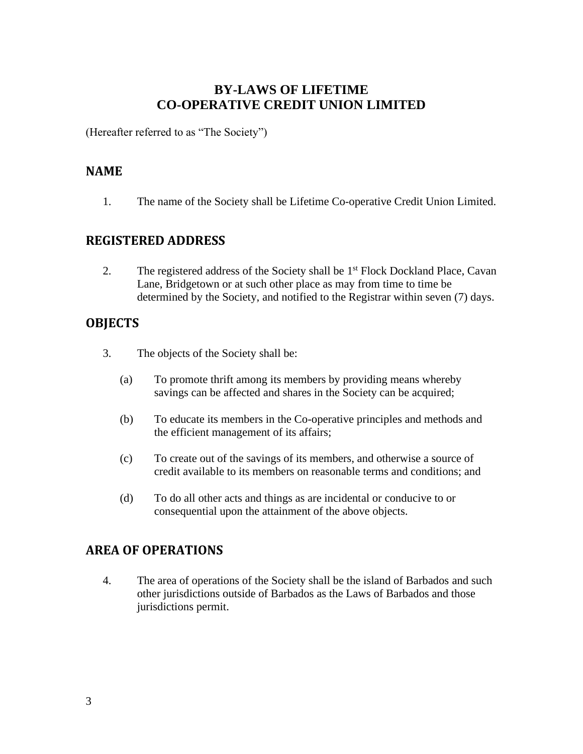# BY-LAWS OF LIFETIME CO-OPERATIVE CREDIT UNION LIMITED

(Hereafter referred to as "The Society")

## NAME

1. The name of the Society shall be Lifetime Co-operative Credit Union Limited.

## REGISTERED ADDRESS

2. The registered address of the Society shall be 1st Flock Dockland Place, Cavan Lane, Bridgetown or at such other place as may from time to time be determined by the Society, and notified to the Registrar within seven (7) days.

## OBJECTS

3. The objects of the Society shall be:

   (a) To promote thrift among its members by providing means whereby savings can be affected and shares in the Society can be acquired;

   (b) To educate its members in the Co-operative principles and methods and the efficient management of its affairs;

   (c) To create out of the savings of its members, and otherwise a source of credit available to its members on reasonable terms and conditions; and

   (d) To do all other acts and things as are incidental or conducive to or consequential upon the attainment of the above objects.

## AREA OF OPERATIONS

4. The area of operations of the Society shall be the island of Barbados and such other jurisdictions outside of Barbados as the Laws of Barbados and those jurisdictions permit.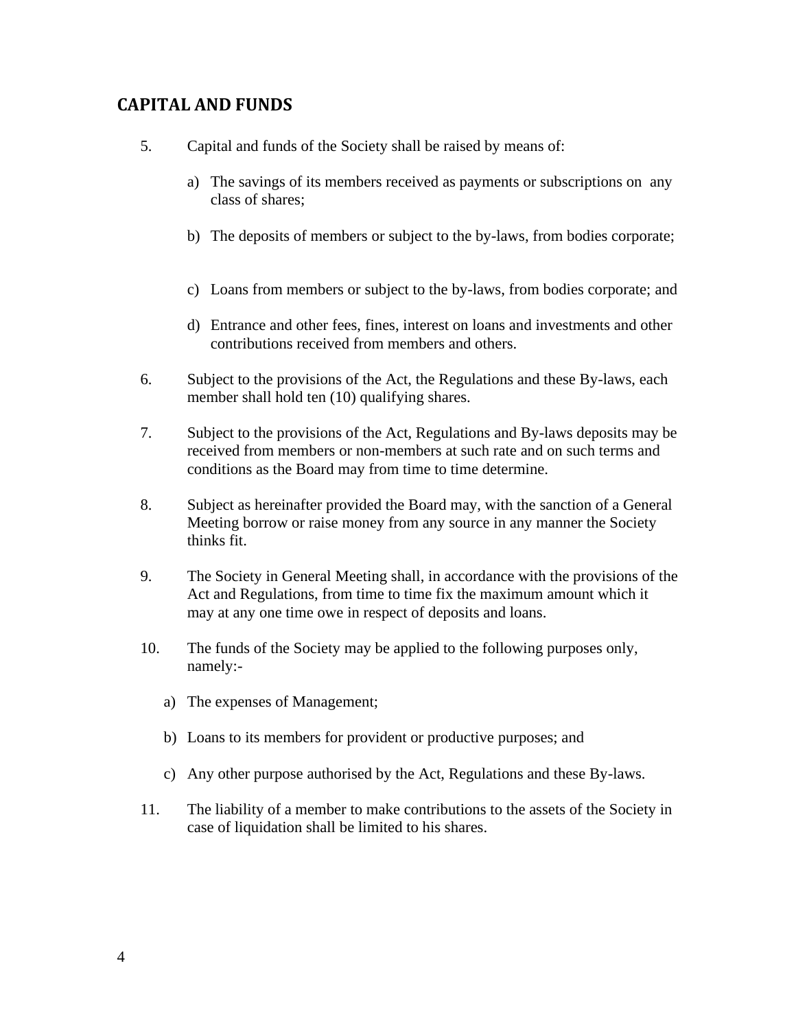## CAPITAL AND FUNDS

5. Capital and funds of the Society shall be raised by means of:

    a) The savings of its members received as payments or subscriptions on any class of shares;

    b) The deposits of members or subject to the by-laws, from bodies corporate;

    c) Loans from members or subject to the by-laws, from bodies corporate; and

    d) Entrance and other fees, fines, interest on loans and investments and other contributions received from members and others.

6. Subject to the provisions of the Act, the Regulations and these By-laws, each member shall hold ten (10) qualifying shares.

7. Subject to the provisions of the Act, Regulations and By-laws deposits may be received from members or non-members at such rate and on such terms and conditions as the Board may from time to time determine.

8. Subject as hereinafter provided the Board may, with the sanction of a General Meeting borrow or raise money from any source in any manner the Society thinks fit.

9. The Society in General Meeting shall, in accordance with the provisions of the Act and Regulations, from time to time fix the maximum amount which it may at any one time owe in respect of deposits and loans.

10. The funds of the Society may be applied to the following purposes only, namely:-

    a) The expenses of Management;

    b) Loans to its members for provident or productive purposes; and

    c) Any other purpose authorised by the Act, Regulations and these By-laws.

11. The liability of a member to make contributions to the assets of the Society in case of liquidation shall be limited to his shares.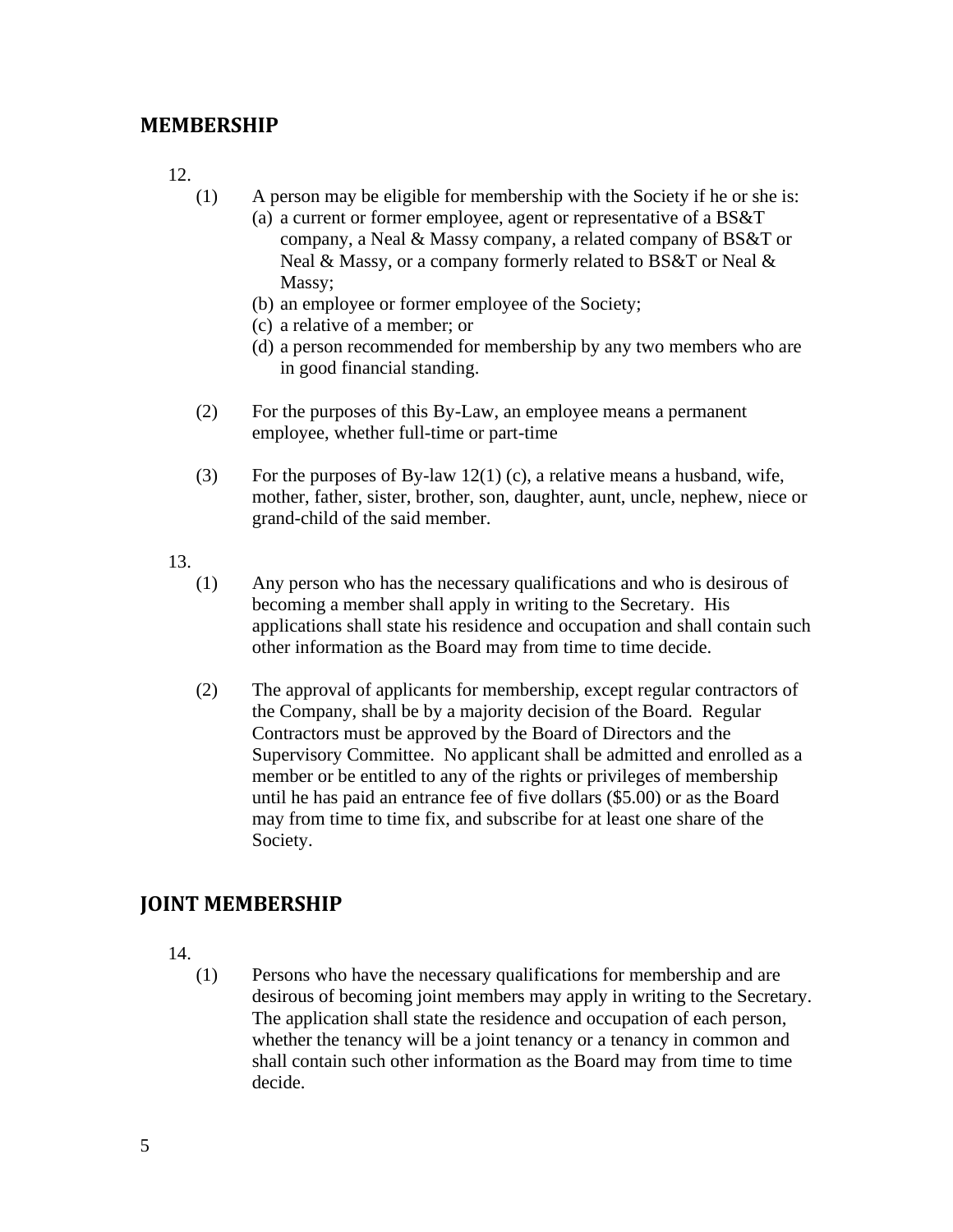## MEMBERSHIP

12.

(1) A person may be eligible for membership with the Society if he or she is:

(a) a current or former employee, agent or representative of a BS&T company, a Neal & Massy company, a related company of BS&T or Neal & Massy, or a company formerly related to BS&T or Neal & Massy;

(b) an employee or former employee of the Society;

(c) a relative of a member; or

(d) a person recommended for membership by any two members who are in good financial standing.

(2) For the purposes of this By-Law, an employee means a permanent employee, whether full-time or part-time

(3) For the purposes of By-law 12(1) (c), a relative means a husband, wife, mother, father, sister, brother, son, daughter, aunt, uncle, nephew, niece or grand-child of the said member.

13.

(1) Any person who has the necessary qualifications and who is desirous of becoming a member shall apply in writing to the Secretary. His applications shall state his residence and occupation and shall contain such other information as the Board may from time to time decide.

(2) The approval of applicants for membership, except regular contractors of the Company, shall be by a majority decision of the Board. Regular Contractors must be approved by the Board of Directors and the Supervisory Committee. No applicant shall be admitted and enrolled as a member or be entitled to any of the rights or privileges of membership until he has paid an entrance fee of five dollars ($5.00) or as the Board may from time to time fix, and subscribe for at least one share of the Society.

## JOINT MEMBERSHIP

14.

(1) Persons who have the necessary qualifications for membership and are desirous of becoming joint members may apply in writing to the Secretary. The application shall state the residence and occupation of each person, whether the tenancy will be a joint tenancy or a tenancy in common and shall contain such other information as the Board may from time to time decide.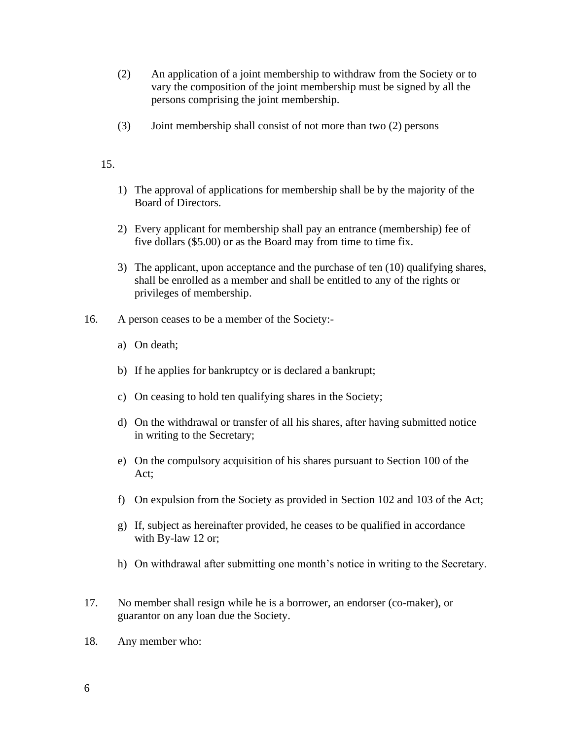(2) An application of a joint membership to withdraw from the Society or to vary the composition of the joint membership must be signed by all the persons comprising the joint membership.

(3) Joint membership shall consist of not more than two (2) persons

15.

1) The approval of applications for membership shall be by the majority of the Board of Directors.

2) Every applicant for membership shall pay an entrance (membership) fee of five dollars ($5.00) or as the Board may from time to time fix.

3) The applicant, upon acceptance and the purchase of ten (10) qualifying shares, shall be enrolled as a member and shall be entitled to any of the rights or privileges of membership.

16. A person ceases to be a member of the Society:-

a) On death;

b) If he applies for bankruptcy or is declared a bankrupt;

c) On ceasing to hold ten qualifying shares in the Society;

d) On the withdrawal or transfer of all his shares, after having submitted notice in writing to the Secretary;

e) On the compulsory acquisition of his shares pursuant to Section 100 of the Act;

f) On expulsion from the Society as provided in Section 102 and 103 of the Act;

g) If, subject as hereinafter provided, he ceases to be qualified in accordance with By-law 12 or;

h) On withdrawal after submitting one month's notice in writing to the Secretary.

17. No member shall resign while he is a borrower, an endorser (co-maker), or guarantor on any loan due the Society.

18. Any member who: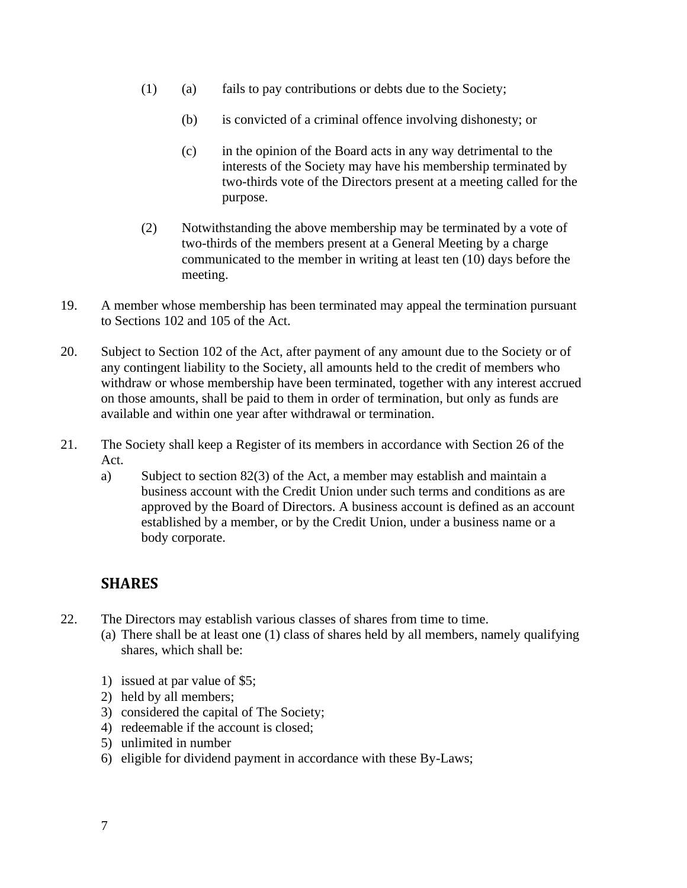(1) (a) fails to pay contributions or debts due to the Society;

(b) is convicted of a criminal offence involving dishonesty; or

(c) in the opinion of the Board acts in any way detrimental to the interests of the Society may have his membership terminated by two-thirds vote of the Directors present at a meeting called for the purpose.

(2) Notwithstanding the above membership may be terminated by a vote of two-thirds of the members present at a General Meeting by a charge communicated to the member in writing at least ten (10) days before the meeting.

19. A member whose membership has been terminated may appeal the termination pursuant to Sections 102 and 105 of the Act.

20. Subject to Section 102 of the Act, after payment of any amount due to the Society or of any contingent liability to the Society, all amounts held to the credit of members who withdraw or whose membership have been terminated, together with any interest accrued on those amounts, shall be paid to them in order of termination, but only as funds are available and within one year after withdrawal or termination.

21. The Society shall keep a Register of its members in accordance with Section 26 of the Act.

a) Subject to section 82(3) of the Act, a member may establish and maintain a business account with the Credit Union under such terms and conditions as are approved by the Board of Directors. A business account is defined as an account established by a member, or by the Credit Union, under a business name or a body corporate.

## SHARES

22. The Directors may establish various classes of shares from time to time.

(a) There shall be at least one (1) class of shares held by all members, namely qualifying shares, which shall be:

1) issued at par value of $5;
2) held by all members;
3) considered the capital of The Society;
4) redeemable if the account is closed;
5) unlimited in number
6) eligible for dividend payment in accordance with these By-Laws;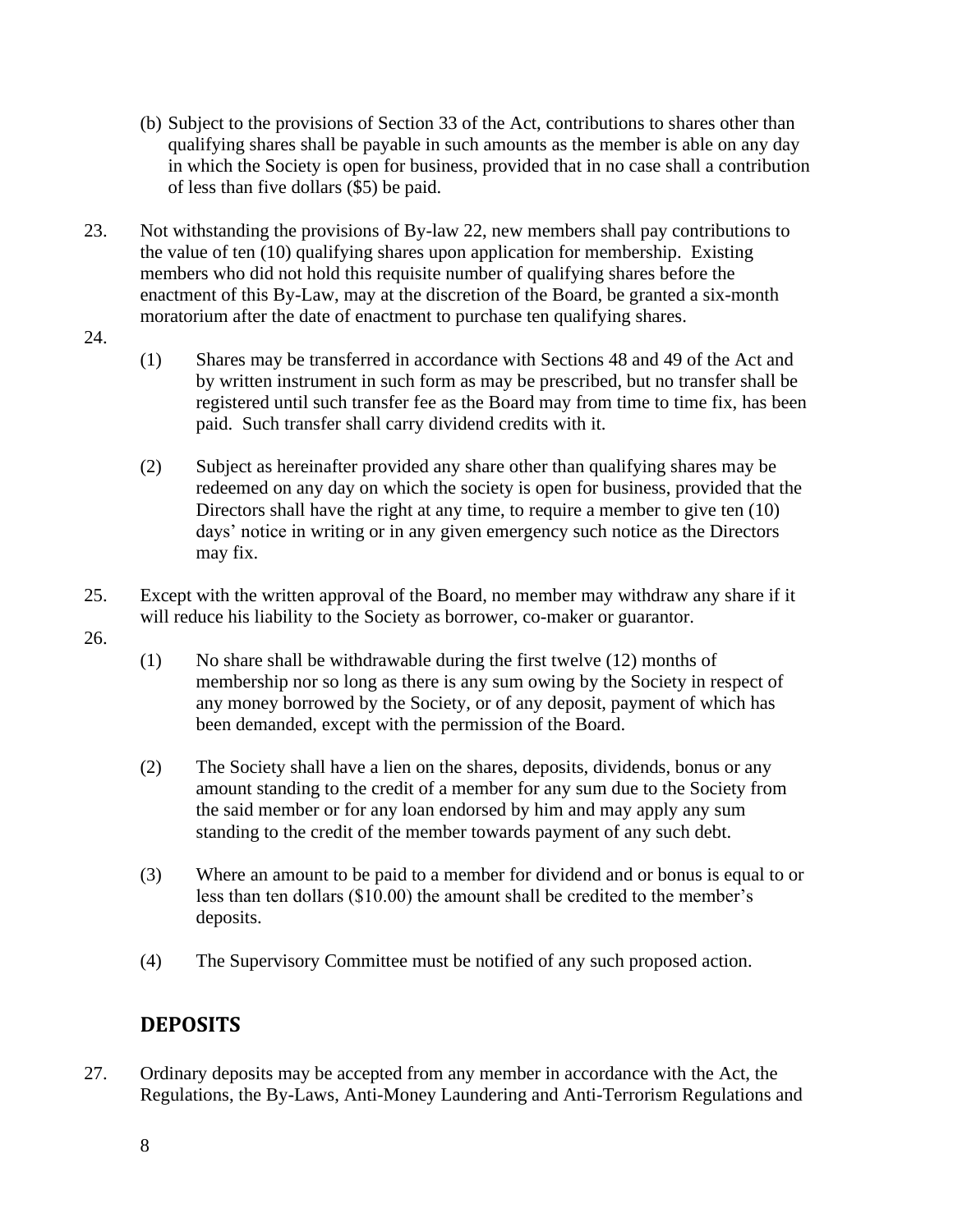(b) Subject to the provisions of Section 33 of the Act, contributions to shares other than qualifying shares shall be payable in such amounts as the member is able on any day in which the Society is open for business, provided that in no case shall a contribution of less than five dollars ($5) be paid.

23. Not withstanding the provisions of By-law 22, new members shall pay contributions to the value of ten (10) qualifying shares upon application for membership. Existing members who did not hold this requisite number of qualifying shares before the enactment of this By-Law, may at the discretion of the Board, be granted a six-month moratorium after the date of enactment to purchase ten qualifying shares.

24.

(1) Shares may be transferred in accordance with Sections 48 and 49 of the Act and by written instrument in such form as may be prescribed, but no transfer shall be registered until such transfer fee as the Board may from time to time fix, has been paid. Such transfer shall carry dividend credits with it.

(2) Subject as hereinafter provided any share other than qualifying shares may be redeemed on any day on which the society is open for business, provided that the Directors shall have the right at any time, to require a member to give ten (10) days' notice in writing or in any given emergency such notice as the Directors may fix.

25. Except with the written approval of the Board, no member may withdraw any share if it will reduce his liability to the Society as borrower, co-maker or guarantor.

26.

(1) No share shall be withdrawable during the first twelve (12) months of membership nor so long as there is any sum owing by the Society in respect of any money borrowed by the Society, or of any deposit, payment of which has been demanded, except with the permission of the Board.

(2) The Society shall have a lien on the shares, deposits, dividends, bonus or any amount standing to the credit of a member for any sum due to the Society from the said member or for any loan endorsed by him and may apply any sum standing to the credit of the member towards payment of any such debt.

(3) Where an amount to be paid to a member for dividend and or bonus is equal to or less than ten dollars ($10.00) the amount shall be credited to the member's deposits.

(4) The Supervisory Committee must be notified of any such proposed action.

## DEPOSITS

27. Ordinary deposits may be accepted from any member in accordance with the Act, the Regulations, the By-Laws, Anti-Money Laundering and Anti-Terrorism Regulations and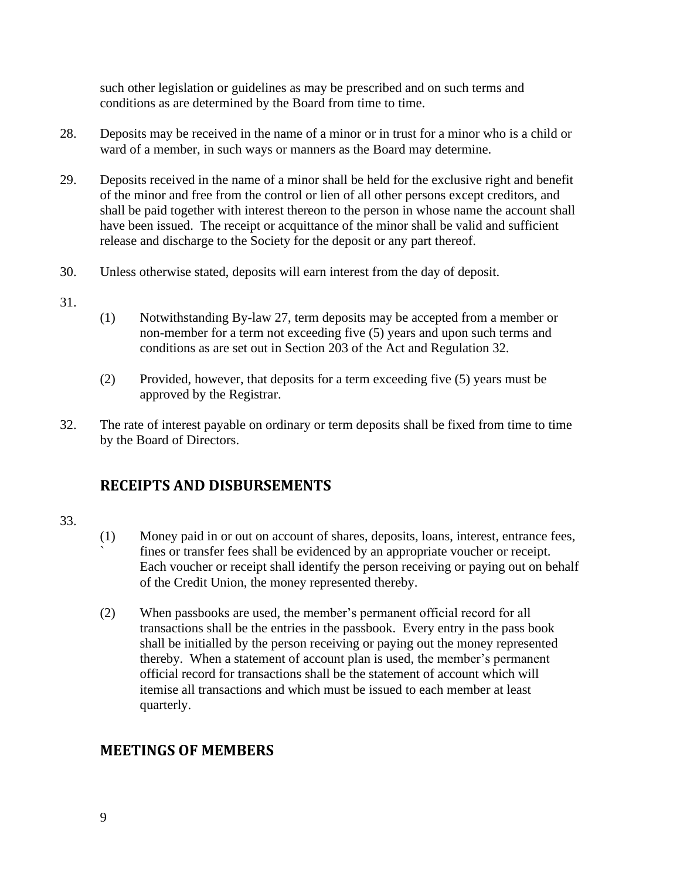such other legislation or guidelines as may be prescribed and on such terms and conditions as are determined by the Board from time to time.

28. Deposits may be received in the name of a minor or in trust for a minor who is a child or ward of a member, in such ways or manners as the Board may determine.

29. Deposits received in the name of a minor shall be held for the exclusive right and benefit of the minor and free from the control or lien of all other persons except creditors, and shall be paid together with interest thereon to the person in whose name the account shall have been issued. The receipt or acquittance of the minor shall be valid and sufficient release and discharge to the Society for the deposit or any part thereof.

30. Unless otherwise stated, deposits will earn interest from the day of deposit.

31.

(1) Notwithstanding By-law 27, term deposits may be accepted from a member or non-member for a term not exceeding five (5) years and upon such terms and conditions as are set out in Section 203 of the Act and Regulation 32.

(2) Provided, however, that deposits for a term exceeding five (5) years must be approved by the Registrar.

32. The rate of interest payable on ordinary or term deposits shall be fixed from time to time by the Board of Directors.

## RECEIPTS AND DISBURSEMENTS

33.

(1) Money paid in or out on account of shares, deposits, loans, interest, entrance fees, fines or transfer fees shall be evidenced by an appropriate voucher or receipt. Each voucher or receipt shall identify the person receiving or paying out on behalf of the Credit Union, the money represented thereby.

(2) When passbooks are used, the member's permanent official record for all transactions shall be the entries in the passbook. Every entry in the pass book shall be initialled by the person receiving or paying out the money represented thereby. When a statement of account plan is used, the member's permanent official record for transactions shall be the statement of account which will itemise all transactions and which must be issued to each member at least quarterly.

## MEETINGS OF MEMBERS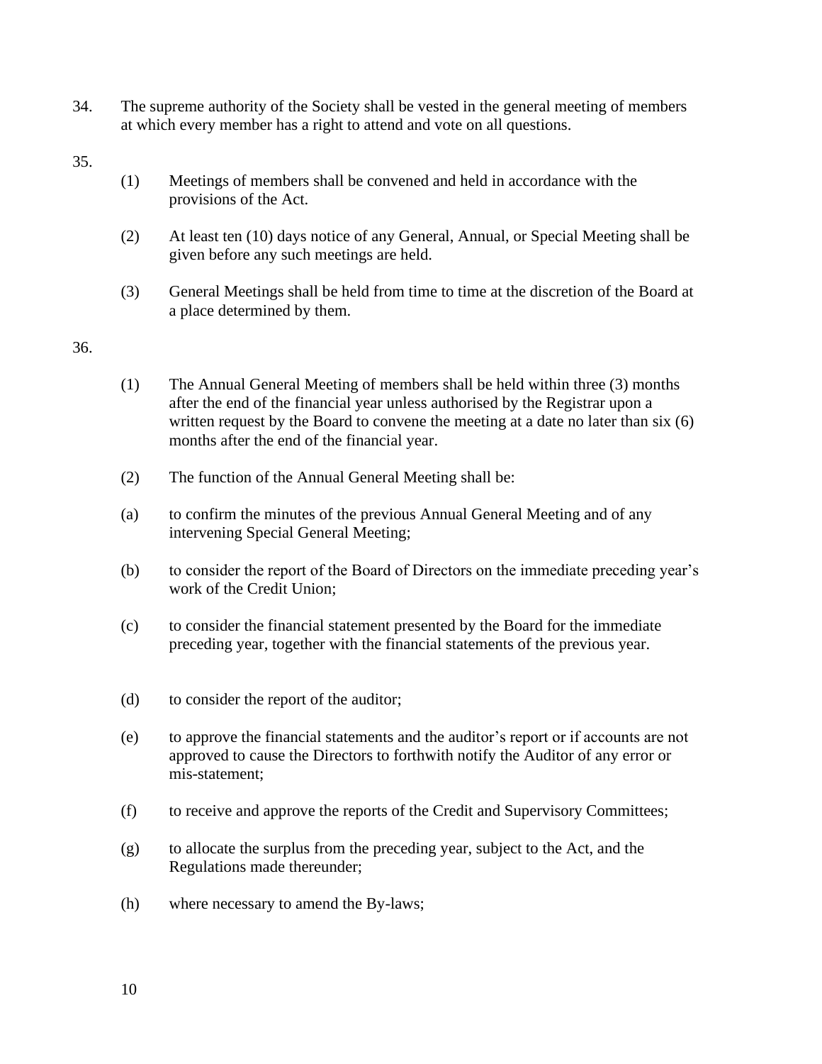34. The supreme authority of the Society shall be vested in the general meeting of members at which every member has a right to attend and vote on all questions.

35.

(1) Meetings of members shall be convened and held in accordance with the provisions of the Act.

(2) At least ten (10) days notice of any General, Annual, or Special Meeting shall be given before any such meetings are held.

(3) General Meetings shall be held from time to time at the discretion of the Board at a place determined by them.

36.

(1) The Annual General Meeting of members shall be held within three (3) months after the end of the financial year unless authorised by the Registrar upon a written request by the Board to convene the meeting at a date no later than six (6) months after the end of the financial year.

(2) The function of the Annual General Meeting shall be:

(a) to confirm the minutes of the previous Annual General Meeting and of any intervening Special General Meeting;

(b) to consider the report of the Board of Directors on the immediate preceding year's work of the Credit Union;

(c) to consider the financial statement presented by the Board for the immediate preceding year, together with the financial statements of the previous year.

(d) to consider the report of the auditor;

(e) to approve the financial statements and the auditor's report or if accounts are not approved to cause the Directors to forthwith notify the Auditor of any error or mis-statement;

(f) to receive and approve the reports of the Credit and Supervisory Committees;

(g) to allocate the surplus from the preceding year, subject to the Act, and the Regulations made thereunder;

(h) where necessary to amend the By-laws;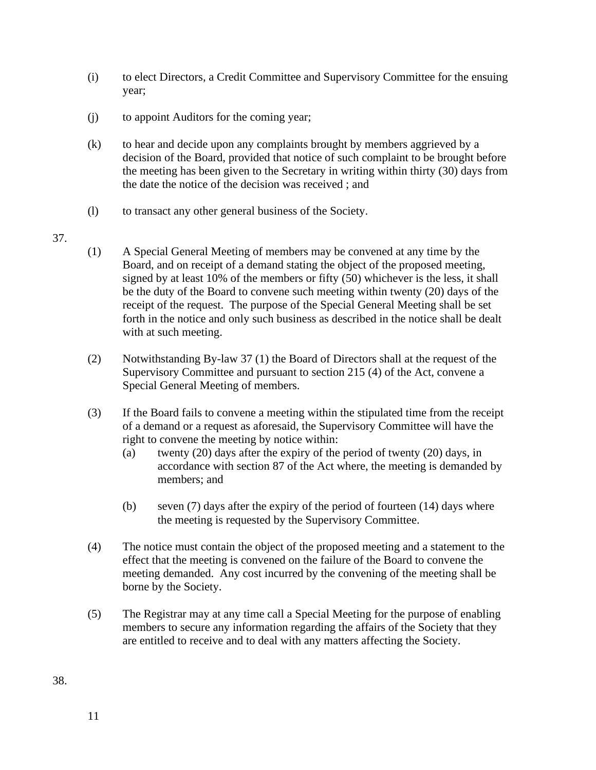(i) to elect Directors, a Credit Committee and Supervisory Committee for the ensuing year;

(j) to appoint Auditors for the coming year;

(k) to hear and decide upon any complaints brought by members aggrieved by a decision of the Board, provided that notice of such complaint to be brought before the meeting has been given to the Secretary in writing within thirty (30) days from the date the notice of the decision was received ; and

(l) to transact any other general business of the Society.

37.

(1) A Special General Meeting of members may be convened at any time by the Board, and on receipt of a demand stating the object of the proposed meeting, signed by at least 10% of the members or fifty (50) whichever is the less, it shall be the duty of the Board to convene such meeting within twenty (20) days of the receipt of the request. The purpose of the Special General Meeting shall be set forth in the notice and only such business as described in the notice shall be dealt with at such meeting.

(2) Notwithstanding By-law 37 (1) the Board of Directors shall at the request of the Supervisory Committee and pursuant to section 215 (4) of the Act, convene a Special General Meeting of members.

(3) If the Board fails to convene a meeting within the stipulated time from the receipt of a demand or a request as aforesaid, the Supervisory Committee will have the right to convene the meeting by notice within:

   (a) twenty (20) days after the expiry of the period of twenty (20) days, in accordance with section 87 of the Act where, the meeting is demanded by members; and

   (b) seven (7) days after the expiry of the period of fourteen (14) days where the meeting is requested by the Supervisory Committee.

(4) The notice must contain the object of the proposed meeting and a statement to the effect that the meeting is convened on the failure of the Board to convene the meeting demanded. Any cost incurred by the convening of the meeting shall be borne by the Society.

(5) The Registrar may at any time call a Special Meeting for the purpose of enabling members to secure any information regarding the affairs of the Society that they are entitled to receive and to deal with any matters affecting the Society.

38.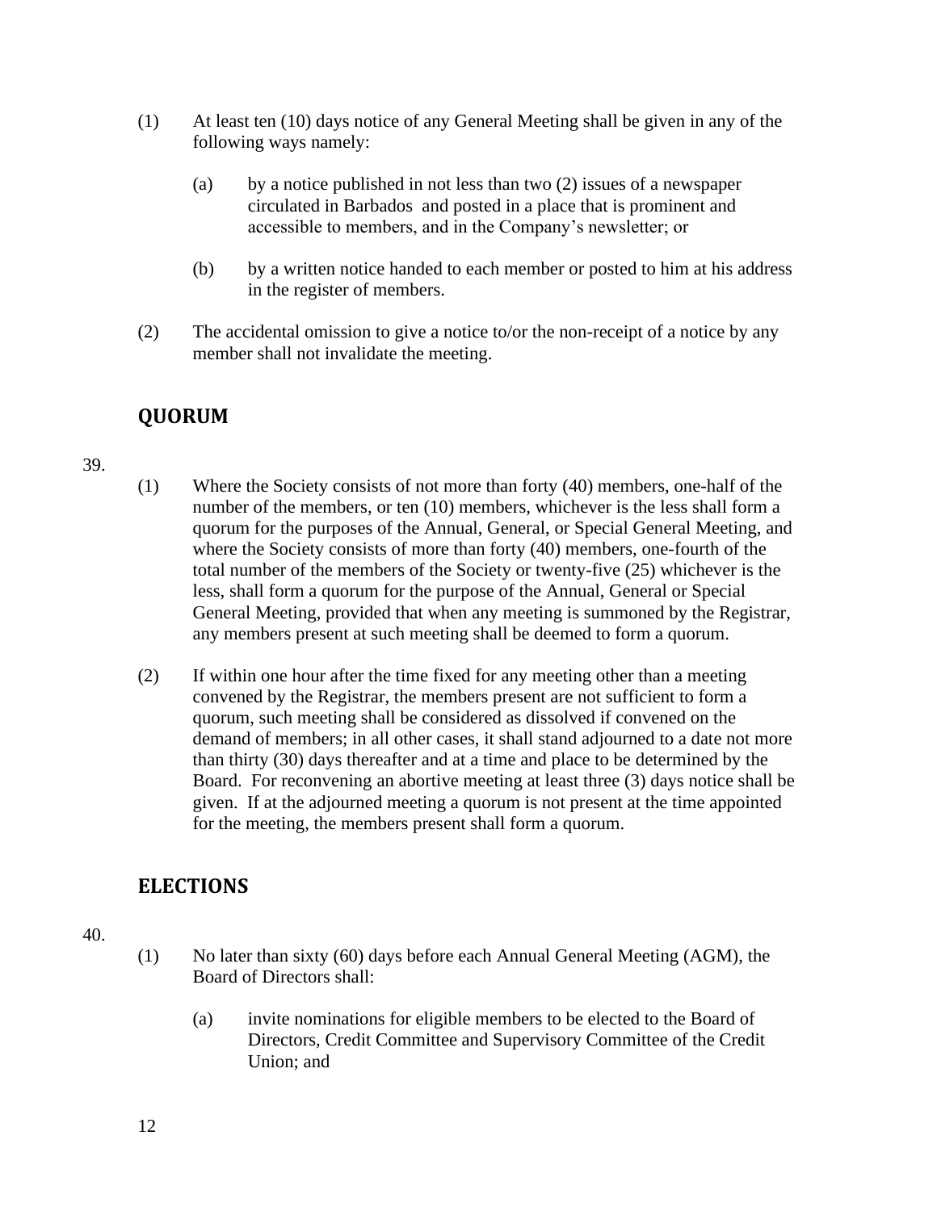(1) At least ten (10) days notice of any General Meeting shall be given in any of the following ways namely:

  (a) by a notice published in not less than two (2) issues of a newspaper circulated in Barbados and posted in a place that is prominent and accessible to members, and in the Company's newsletter; or

  (b) by a written notice handed to each member or posted to him at his address in the register of members.

(2) The accidental omission to give a notice to/or the non-receipt of a notice by any member shall not invalidate the meeting.

## QUORUM

39.

(1) Where the Society consists of not more than forty (40) members, one-half of the number of the members, or ten (10) members, whichever is the less shall form a quorum for the purposes of the Annual, General, or Special General Meeting, and where the Society consists of more than forty (40) members, one-fourth of the total number of the members of the Society or twenty-five (25) whichever is the less, shall form a quorum for the purpose of the Annual, General or Special General Meeting, provided that when any meeting is summoned by the Registrar, any members present at such meeting shall be deemed to form a quorum.

(2) If within one hour after the time fixed for any meeting other than a meeting convened by the Registrar, the members present are not sufficient to form a quorum, such meeting shall be considered as dissolved if convened on the demand of members; in all other cases, it shall stand adjourned to a date not more than thirty (30) days thereafter and at a time and place to be determined by the Board. For reconvening an abortive meeting at least three (3) days notice shall be given. If at the adjourned meeting a quorum is not present at the time appointed for the meeting, the members present shall form a quorum.

## ELECTIONS

40.

(1) No later than sixty (60) days before each Annual General Meeting (AGM), the Board of Directors shall:

  (a) invite nominations for eligible members to be elected to the Board of Directors, Credit Committee and Supervisory Committee of the Credit Union; and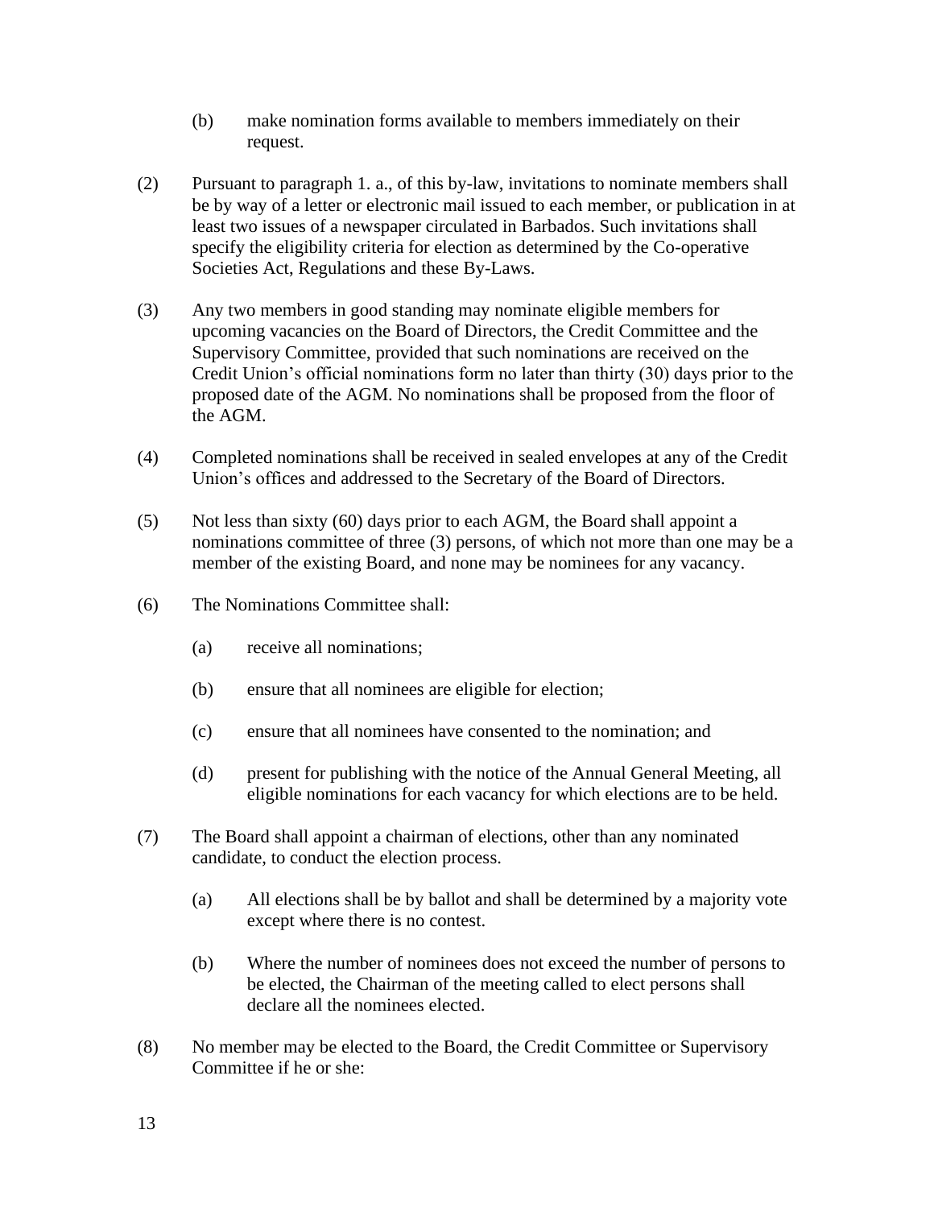(b) make nomination forms available to members immediately on their request.

(2) Pursuant to paragraph 1. a., of this by-law, invitations to nominate members shall be by way of a letter or electronic mail issued to each member, or publication in at least two issues of a newspaper circulated in Barbados. Such invitations shall specify the eligibility criteria for election as determined by the Co-operative Societies Act, Regulations and these By-Laws.

(3) Any two members in good standing may nominate eligible members for upcoming vacancies on the Board of Directors, the Credit Committee and the Supervisory Committee, provided that such nominations are received on the Credit Union's official nominations form no later than thirty (30) days prior to the proposed date of the AGM. No nominations shall be proposed from the floor of the AGM.

(4) Completed nominations shall be received in sealed envelopes at any of the Credit Union's offices and addressed to the Secretary of the Board of Directors.

(5) Not less than sixty (60) days prior to each AGM, the Board shall appoint a nominations committee of three (3) persons, of which not more than one may be a member of the existing Board, and none may be nominees for any vacancy.

(6) The Nominations Committee shall:

(a) receive all nominations;

(b) ensure that all nominees are eligible for election;

(c) ensure that all nominees have consented to the nomination; and

(d) present for publishing with the notice of the Annual General Meeting, all eligible nominations for each vacancy for which elections are to be held.

(7) The Board shall appoint a chairman of elections, other than any nominated candidate, to conduct the election process.

(a) All elections shall be by ballot and shall be determined by a majority vote except where there is no contest.

(b) Where the number of nominees does not exceed the number of persons to be elected, the Chairman of the meeting called to elect persons shall declare all the nominees elected.

(8) No member may be elected to the Board, the Credit Committee or Supervisory Committee if he or she: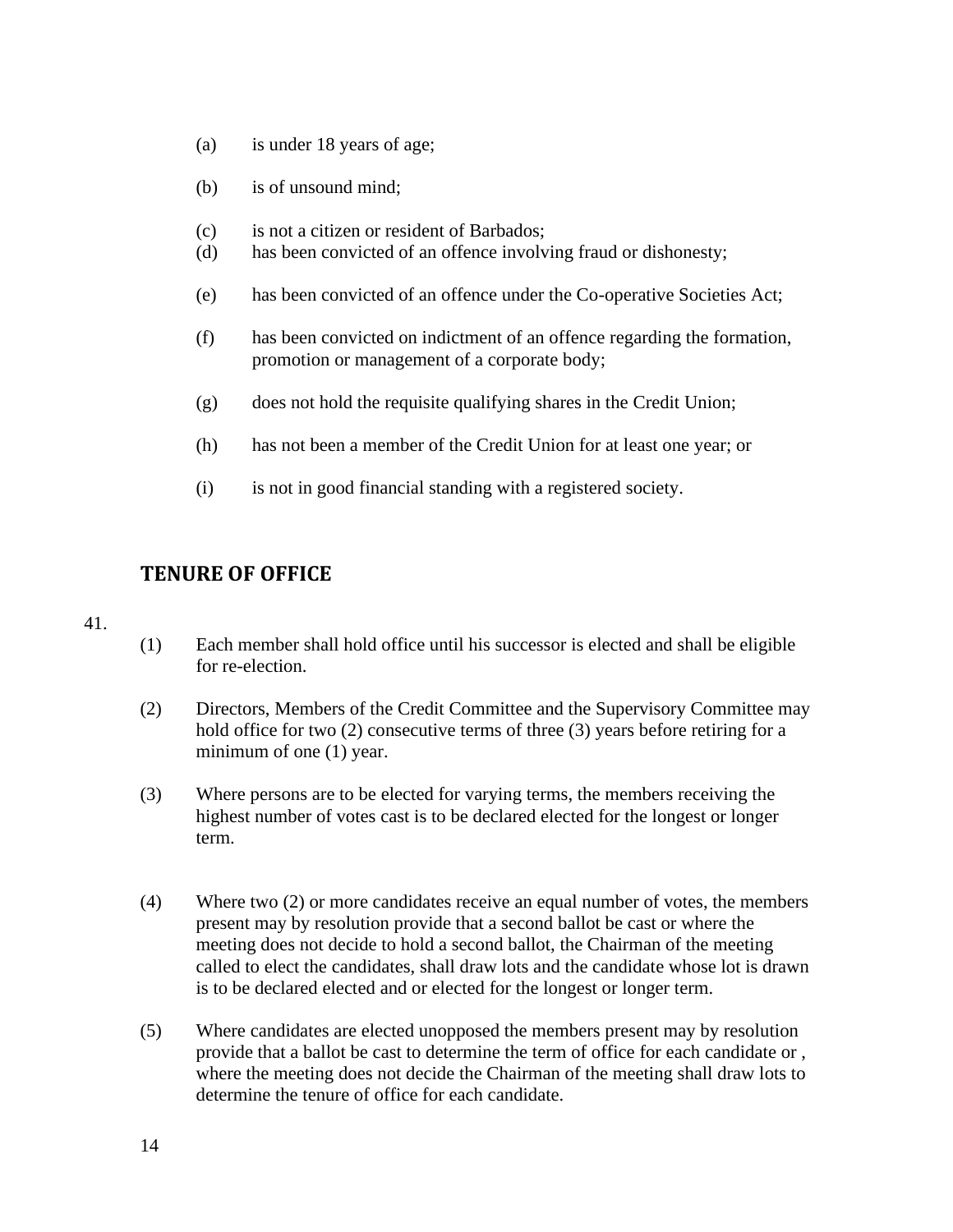(a) is under 18 years of age;

(b) is of unsound mind;

(c) is not a citizen or resident of Barbados;

(d) has been convicted of an offence involving fraud or dishonesty;

(e) has been convicted of an offence under the Co-operative Societies Act;

(f) has been convicted on indictment of an offence regarding the formation, promotion or management of a corporate body;

(g) does not hold the requisite qualifying shares in the Credit Union;

(h) has not been a member of the Credit Union for at least one year; or

(i) is not in good financial standing with a registered society.

## TENURE OF OFFICE

41.

(1) Each member shall hold office until his successor is elected and shall be eligible for re-election.

(2) Directors, Members of the Credit Committee and the Supervisory Committee may hold office for two (2) consecutive terms of three (3) years before retiring for a minimum of one (1) year.

(3) Where persons are to be elected for varying terms, the members receiving the highest number of votes cast is to be declared elected for the longest or longer term.

(4) Where two (2) or more candidates receive an equal number of votes, the members present may by resolution provide that a second ballot be cast or where the meeting does not decide to hold a second ballot, the Chairman of the meeting called to elect the candidates, shall draw lots and the candidate whose lot is drawn is to be declared elected and or elected for the longest or longer term.

(5) Where candidates are elected unopposed the members present may by resolution provide that a ballot be cast to determine the term of office for each candidate or , where the meeting does not decide the Chairman of the meeting shall draw lots to determine the tenure of office for each candidate.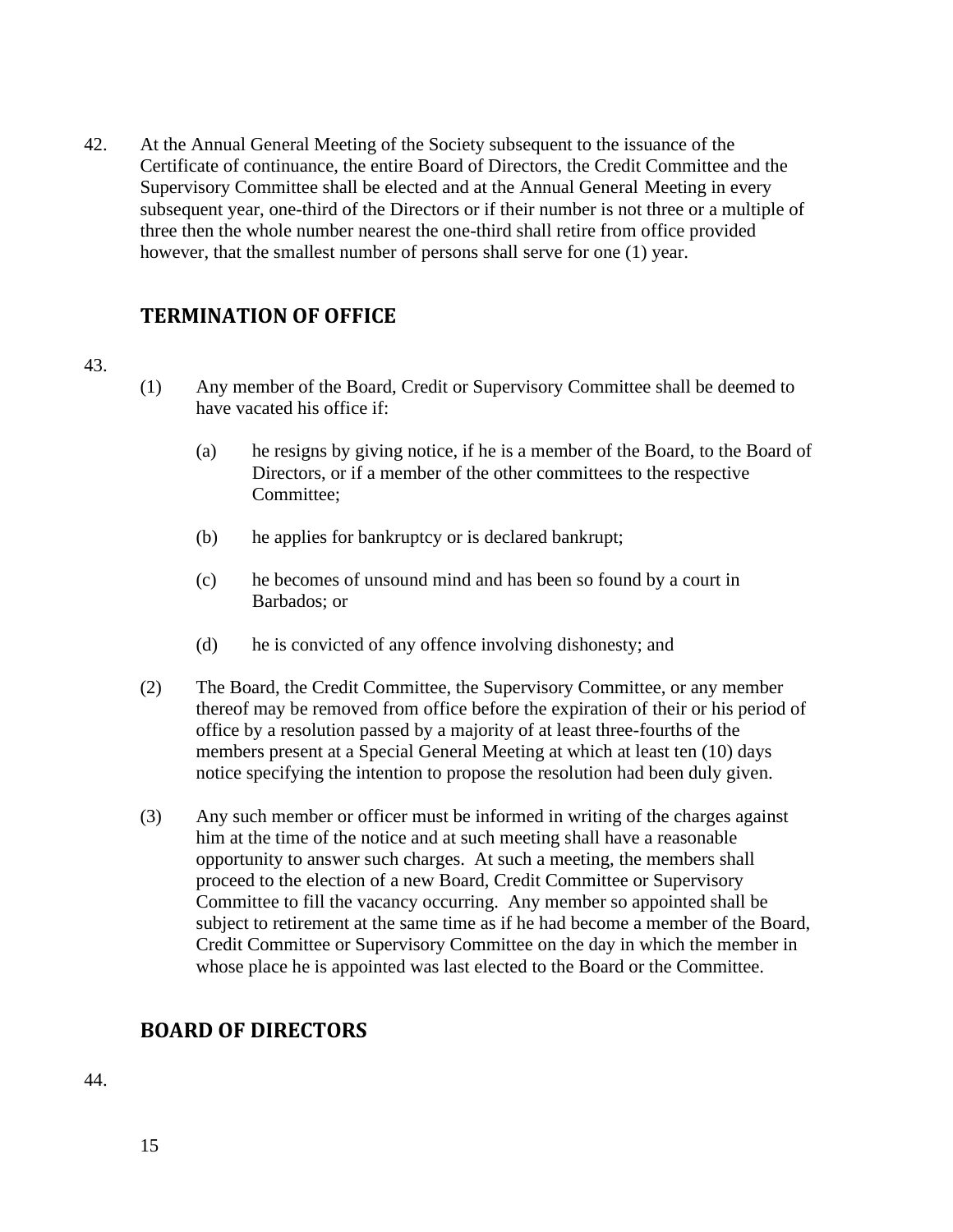42. At the Annual General Meeting of the Society subsequent to the issuance of the Certificate of continuance, the entire Board of Directors, the Credit Committee and the Supervisory Committee shall be elected and at the Annual General Meeting in every subsequent year, one-third of the Directors or if their number is not three or a multiple of three then the whole number nearest the one-third shall retire from office provided however, that the smallest number of persons shall serve for one (1) year.

## TERMINATION OF OFFICE

43.

(1) Any member of the Board, Credit or Supervisory Committee shall be deemed to have vacated his office if:

(a) he resigns by giving notice, if he is a member of the Board, to the Board of Directors, or if a member of the other committees to the respective Committee;

(b) he applies for bankruptcy or is declared bankrupt;

(c) he becomes of unsound mind and has been so found by a court in Barbados; or

(d) he is convicted of any offence involving dishonesty; and

(2) The Board, the Credit Committee, the Supervisory Committee, or any member thereof may be removed from office before the expiration of their or his period of office by a resolution passed by a majority of at least three-fourths of the members present at a Special General Meeting at which at least ten (10) days notice specifying the intention to propose the resolution had been duly given.

(3) Any such member or officer must be informed in writing of the charges against him at the time of the notice and at such meeting shall have a reasonable opportunity to answer such charges. At such a meeting, the members shall proceed to the election of a new Board, Credit Committee or Supervisory Committee to fill the vacancy occurring. Any member so appointed shall be subject to retirement at the same time as if he had become a member of the Board, Credit Committee or Supervisory Committee on the day in which the member in whose place he is appointed was last elected to the Board or the Committee.

## BOARD OF DIRECTORS

44.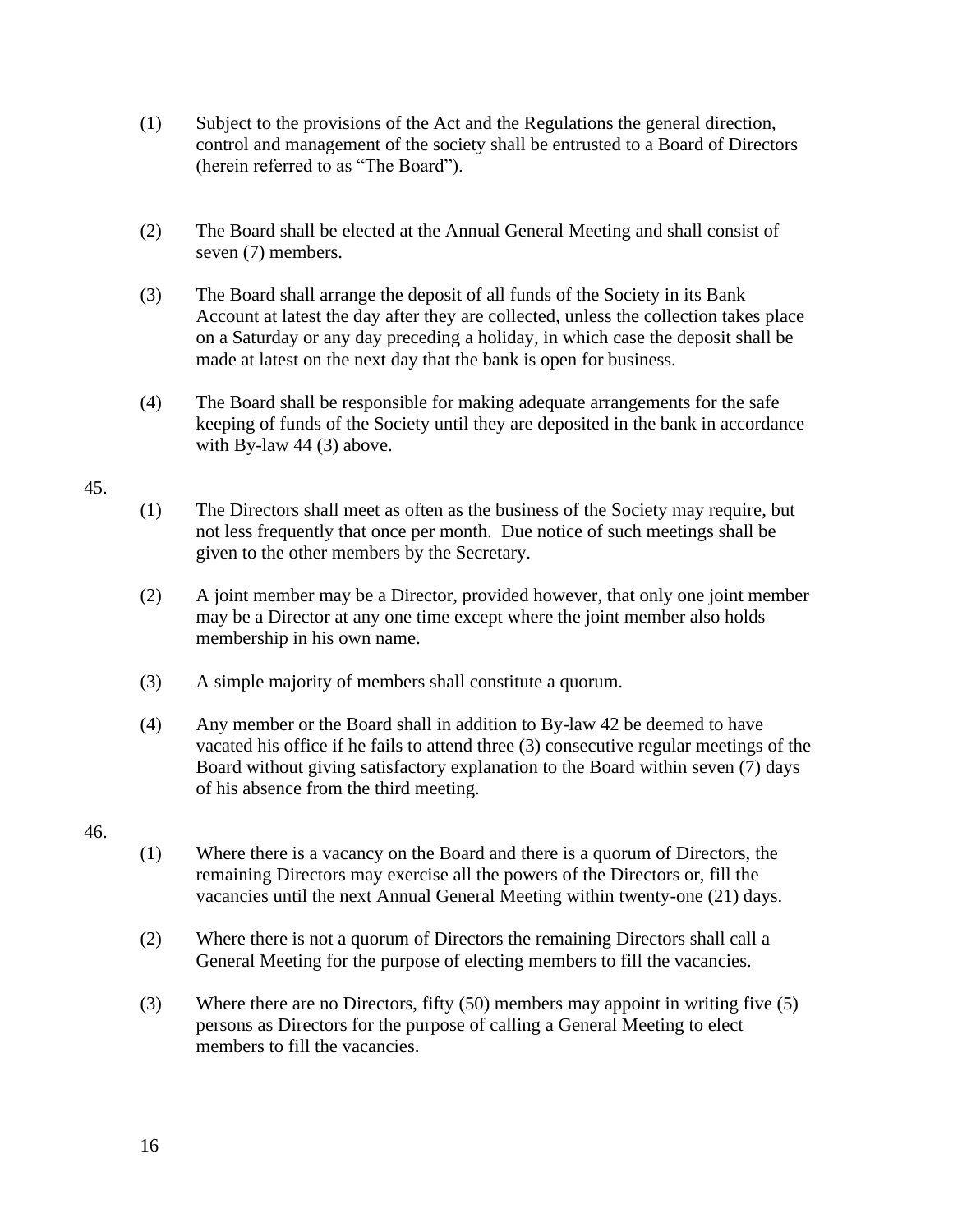(1) Subject to the provisions of the Act and the Regulations the general direction, control and management of the society shall be entrusted to a Board of Directors (herein referred to as "The Board").

(2) The Board shall be elected at the Annual General Meeting and shall consist of seven (7) members.

(3) The Board shall arrange the deposit of all funds of the Society in its Bank Account at latest the day after they are collected, unless the collection takes place on a Saturday or any day preceding a holiday, in which case the deposit shall be made at latest on the next day that the bank is open for business.

(4) The Board shall be responsible for making adequate arrangements for the safe keeping of funds of the Society until they are deposited in the bank in accordance with By-law 44 (3) above.

45.

(1) The Directors shall meet as often as the business of the Society may require, but not less frequently that once per month. Due notice of such meetings shall be given to the other members by the Secretary.

(2) A joint member may be a Director, provided however, that only one joint member may be a Director at any one time except where the joint member also holds membership in his own name.

(3) A simple majority of members shall constitute a quorum.

(4) Any member or the Board shall in addition to By-law 42 be deemed to have vacated his office if he fails to attend three (3) consecutive regular meetings of the Board without giving satisfactory explanation to the Board within seven (7) days of his absence from the third meeting.

46.

(1) Where there is a vacancy on the Board and there is a quorum of Directors, the remaining Directors may exercise all the powers of the Directors or, fill the vacancies until the next Annual General Meeting within twenty-one (21) days.

(2) Where there is not a quorum of Directors the remaining Directors shall call a General Meeting for the purpose of electing members to fill the vacancies.

(3) Where there are no Directors, fifty (50) members may appoint in writing five (5) persons as Directors for the purpose of calling a General Meeting to elect members to fill the vacancies.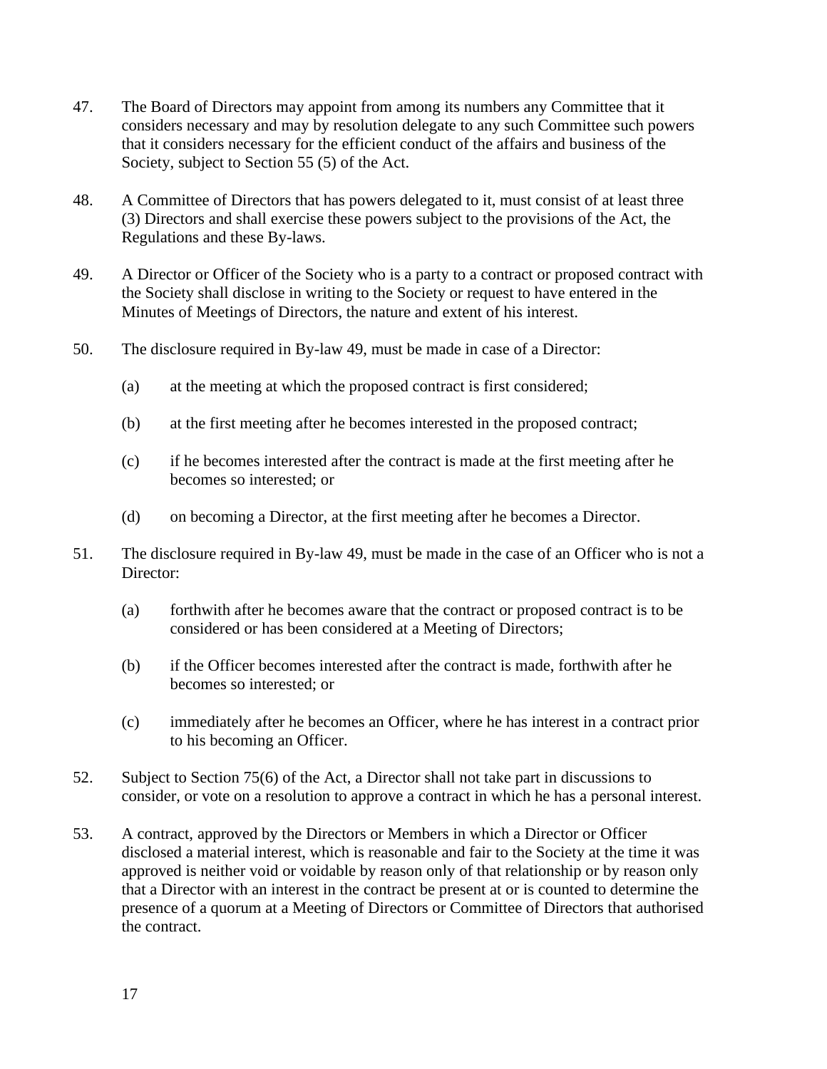47. The Board of Directors may appoint from among its numbers any Committee that it considers necessary and may by resolution delegate to any such Committee such powers that it considers necessary for the efficient conduct of the affairs and business of the Society, subject to Section 55 (5) of the Act.

48. A Committee of Directors that has powers delegated to it, must consist of at least three (3) Directors and shall exercise these powers subject to the provisions of the Act, the Regulations and these By-laws.

49. A Director or Officer of the Society who is a party to a contract or proposed contract with the Society shall disclose in writing to the Society or request to have entered in the Minutes of Meetings of Directors, the nature and extent of his interest.

50. The disclosure required in By-law 49, must be made in case of a Director:

    (a) at the meeting at which the proposed contract is first considered;

    (b) at the first meeting after he becomes interested in the proposed contract;

    (c) if he becomes interested after the contract is made at the first meeting after he becomes so interested; or

    (d) on becoming a Director, at the first meeting after he becomes a Director.

51. The disclosure required in By-law 49, must be made in the case of an Officer who is not a Director:

    (a) forthwith after he becomes aware that the contract or proposed contract is to be considered or has been considered at a Meeting of Directors;

    (b) if the Officer becomes interested after the contract is made, forthwith after he becomes so interested; or

    (c) immediately after he becomes an Officer, where he has interest in a contract prior to his becoming an Officer.

52. Subject to Section 75(6) of the Act, a Director shall not take part in discussions to consider, or vote on a resolution to approve a contract in which he has a personal interest.

53. A contract, approved by the Directors or Members in which a Director or Officer disclosed a material interest, which is reasonable and fair to the Society at the time it was approved is neither void or voidable by reason only of that relationship or by reason only that a Director with an interest in the contract be present at or is counted to determine the presence of a quorum at a Meeting of Directors or Committee of Directors that authorised the contract.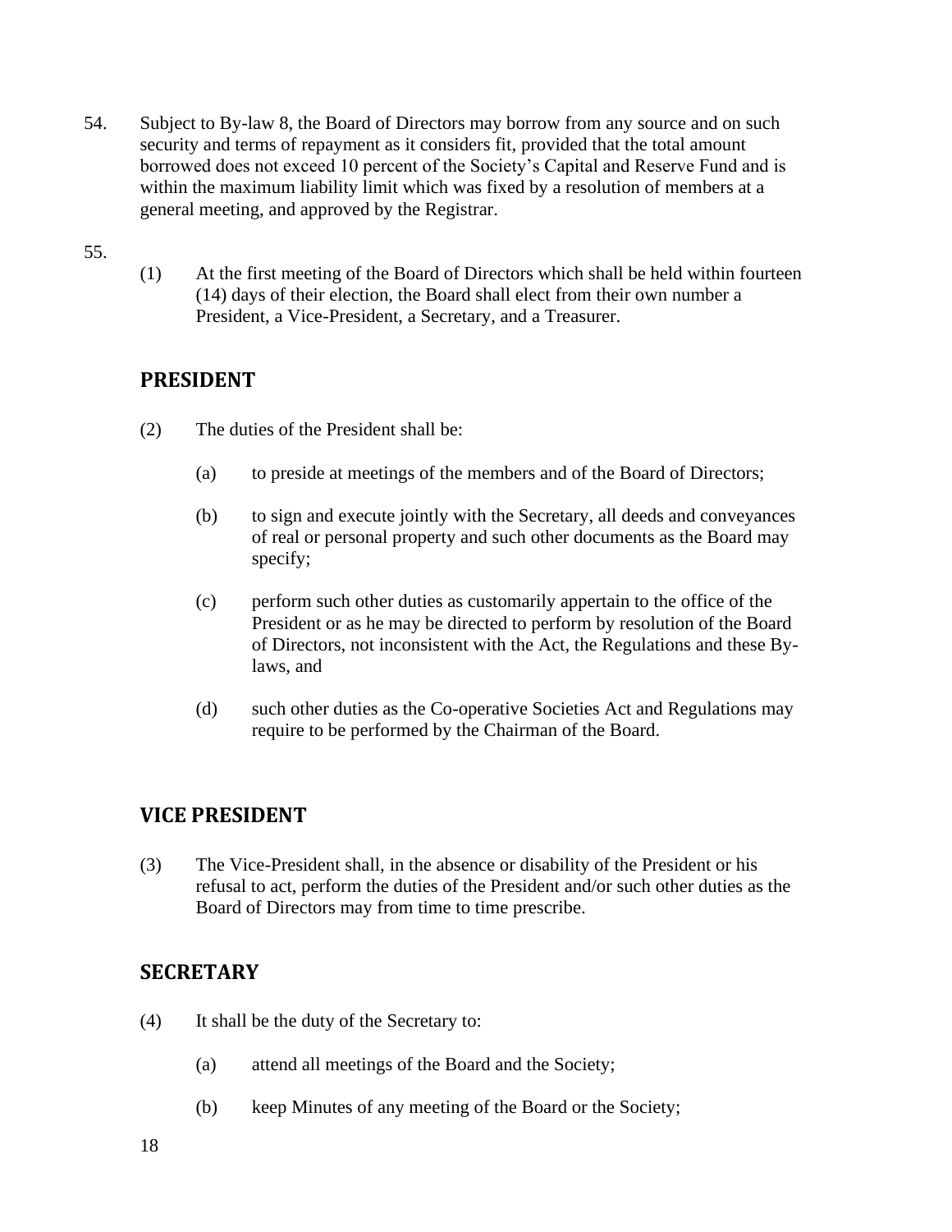54. Subject to By-law 8, the Board of Directors may borrow from any source and on such security and terms of repayment as it considers fit, provided that the total amount borrowed does not exceed 10 percent of the Society's Capital and Reserve Fund and is within the maximum liability limit which was fixed by a resolution of members at a general meeting, and approved by the Registrar.

55.

(1) At the first meeting of the Board of Directors which shall be held within fourteen (14) days of their election, the Board shall elect from their own number a President, a Vice-President, a Secretary, and a Treasurer.

## PRESIDENT

(2) The duties of the President shall be:

(a) to preside at meetings of the members and of the Board of Directors;

(b) to sign and execute jointly with the Secretary, all deeds and conveyances of real or personal property and such other documents as the Board may specify;

(c) perform such other duties as customarily appertain to the office of the President or as he may be directed to perform by resolution of the Board of Directors, not inconsistent with the Act, the Regulations and these By-laws, and

(d) such other duties as the Co-operative Societies Act and Regulations may require to be performed by the Chairman of the Board.

## VICE PRESIDENT

(3) The Vice-President shall, in the absence or disability of the President or his refusal to act, perform the duties of the President and/or such other duties as the Board of Directors may from time to time prescribe.

## SECRETARY

(4) It shall be the duty of the Secretary to:

(a) attend all meetings of the Board and the Society;

(b) keep Minutes of any meeting of the Board or the Society;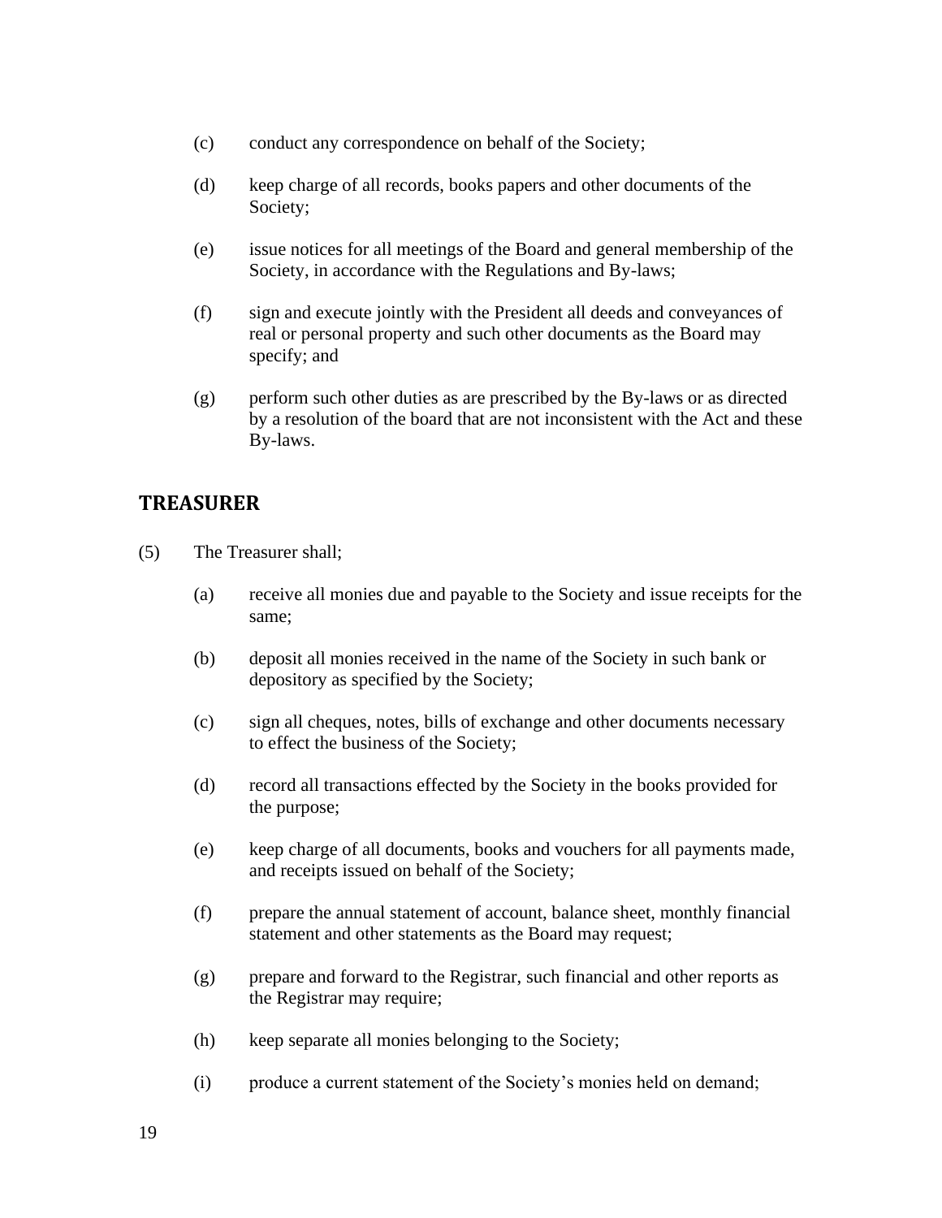(c) conduct any correspondence on behalf of the Society;

(d) keep charge of all records, books papers and other documents of the Society;

(e) issue notices for all meetings of the Board and general membership of the Society, in accordance with the Regulations and By-laws;

(f) sign and execute jointly with the President all deeds and conveyances of real or personal property and such other documents as the Board may specify; and

(g) perform such other duties as are prescribed by the By-laws or as directed by a resolution of the board that are not inconsistent with the Act and these By-laws.

## TREASURER

(5) The Treasurer shall;

(a) receive all monies due and payable to the Society and issue receipts for the same;

(b) deposit all monies received in the name of the Society in such bank or depository as specified by the Society;

(c) sign all cheques, notes, bills of exchange and other documents necessary to effect the business of the Society;

(d) record all transactions effected by the Society in the books provided for the purpose;

(e) keep charge of all documents, books and vouchers for all payments made, and receipts issued on behalf of the Society;

(f) prepare the annual statement of account, balance sheet, monthly financial statement and other statements as the Board may request;

(g) prepare and forward to the Registrar, such financial and other reports as the Registrar may require;

(h) keep separate all monies belonging to the Society;

(i) produce a current statement of the Society's monies held on demand;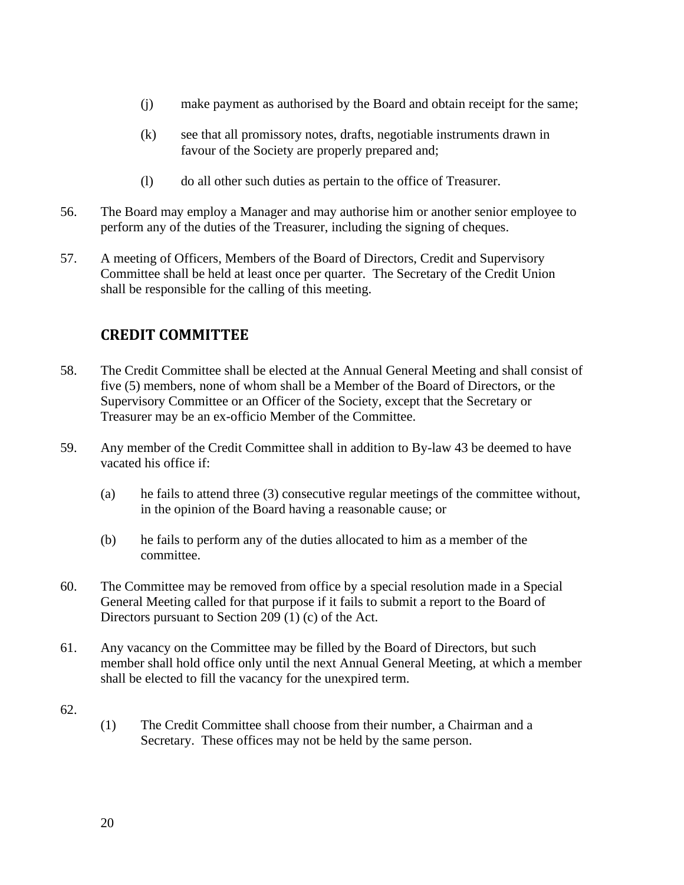(j) make payment as authorised by the Board and obtain receipt for the same;

(k) see that all promissory notes, drafts, negotiable instruments drawn in favour of the Society are properly prepared and;

(l) do all other such duties as pertain to the office of Treasurer.

56. The Board may employ a Manager and may authorise him or another senior employee to perform any of the duties of the Treasurer, including the signing of cheques.

57. A meeting of Officers, Members of the Board of Directors, Credit and Supervisory Committee shall be held at least once per quarter. The Secretary of the Credit Union shall be responsible for the calling of this meeting.

## CREDIT COMMITTEE

58. The Credit Committee shall be elected at the Annual General Meeting and shall consist of five (5) members, none of whom shall be a Member of the Board of Directors, or the Supervisory Committee or an Officer of the Society, except that the Secretary or Treasurer may be an ex-officio Member of the Committee.

59. Any member of the Credit Committee shall in addition to By-law 43 be deemed to have vacated his office if:

(a) he fails to attend three (3) consecutive regular meetings of the committee without, in the opinion of the Board having a reasonable cause; or

(b) he fails to perform any of the duties allocated to him as a member of the committee.

60. The Committee may be removed from office by a special resolution made in a Special General Meeting called for that purpose if it fails to submit a report to the Board of Directors pursuant to Section 209 (1) (c) of the Act.

61. Any vacancy on the Committee may be filled by the Board of Directors, but such member shall hold office only until the next Annual General Meeting, at which a member shall be elected to fill the vacancy for the unexpired term.

62.

(1) The Credit Committee shall choose from their number, a Chairman and a Secretary. These offices may not be held by the same person.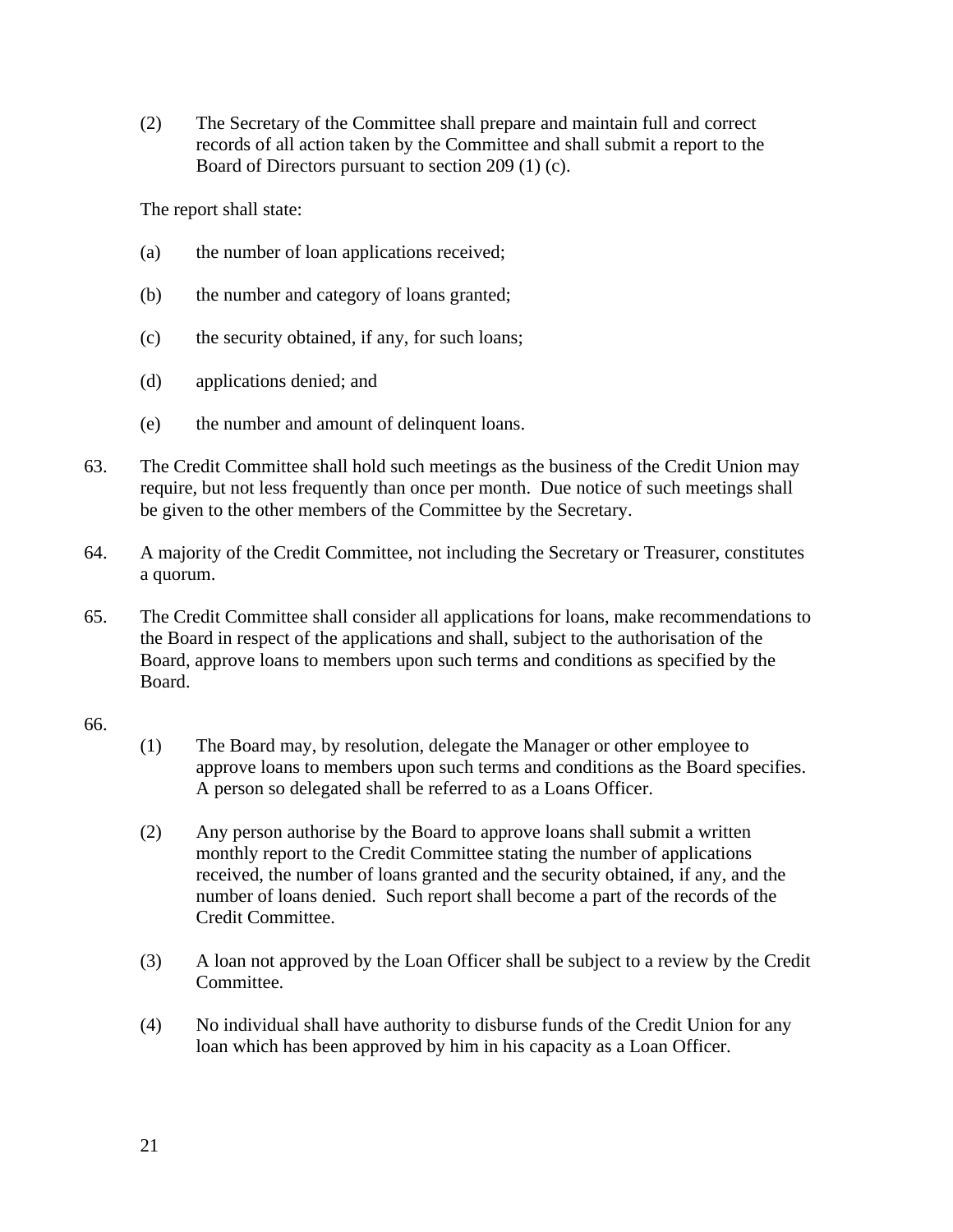(2) The Secretary of the Committee shall prepare and maintain full and correct records of all action taken by the Committee and shall submit a report to the Board of Directors pursuant to section 209 (1) (c).

The report shall state:

(a) the number of loan applications received;

(b) the number and category of loans granted;

(c) the security obtained, if any, for such loans;

(d) applications denied; and

(e) the number and amount of delinquent loans.

63. The Credit Committee shall hold such meetings as the business of the Credit Union may require, but not less frequently than once per month. Due notice of such meetings shall be given to the other members of the Committee by the Secretary.

64. A majority of the Credit Committee, not including the Secretary or Treasurer, constitutes a quorum.

65. The Credit Committee shall consider all applications for loans, make recommendations to the Board in respect of the applications and shall, subject to the authorisation of the Board, approve loans to members upon such terms and conditions as specified by the Board.

66.

(1) The Board may, by resolution, delegate the Manager or other employee to approve loans to members upon such terms and conditions as the Board specifies. A person so delegated shall be referred to as a Loans Officer.

(2) Any person authorise by the Board to approve loans shall submit a written monthly report to the Credit Committee stating the number of applications received, the number of loans granted and the security obtained, if any, and the number of loans denied. Such report shall become a part of the records of the Credit Committee.

(3) A loan not approved by the Loan Officer shall be subject to a review by the Credit Committee.

(4) No individual shall have authority to disburse funds of the Credit Union for any loan which has been approved by him in his capacity as a Loan Officer.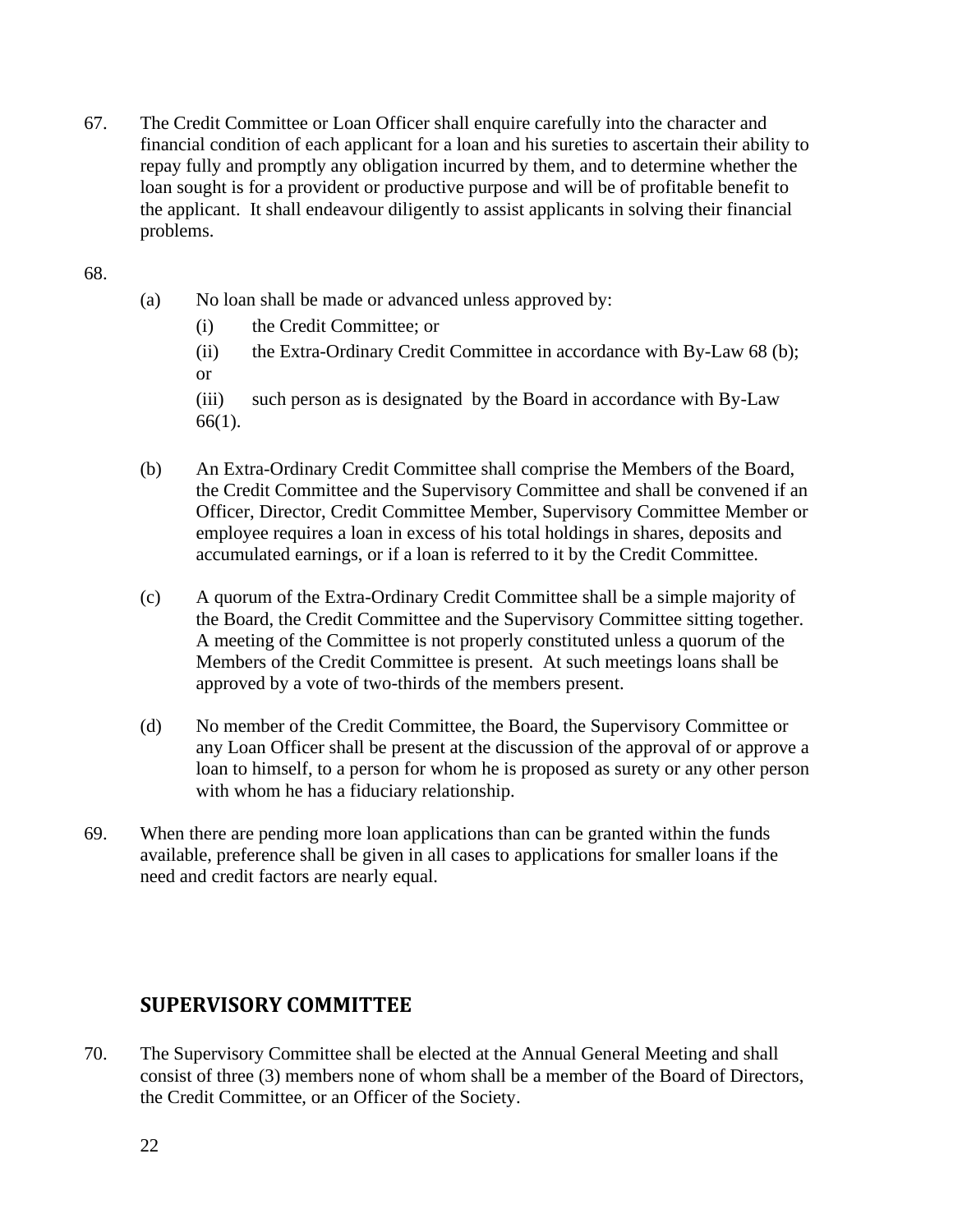67. The Credit Committee or Loan Officer shall enquire carefully into the character and financial condition of each applicant for a loan and his sureties to ascertain their ability to repay fully and promptly any obligation incurred by them, and to determine whether the loan sought is for a provident or productive purpose and will be of profitable benefit to the applicant. It shall endeavour diligently to assist applicants in solving their financial problems.

68.

(a) No loan shall be made or advanced unless approved by:

(i) the Credit Committee; or

(ii) the Extra-Ordinary Credit Committee in accordance with By-Law 68 (b); or

(iii) such person as is designated by the Board in accordance with By-Law 66(1).

(b) An Extra-Ordinary Credit Committee shall comprise the Members of the Board, the Credit Committee and the Supervisory Committee and shall be convened if an Officer, Director, Credit Committee Member, Supervisory Committee Member or employee requires a loan in excess of his total holdings in shares, deposits and accumulated earnings, or if a loan is referred to it by the Credit Committee.

(c) A quorum of the Extra-Ordinary Credit Committee shall be a simple majority of the Board, the Credit Committee and the Supervisory Committee sitting together. A meeting of the Committee is not properly constituted unless a quorum of the Members of the Credit Committee is present. At such meetings loans shall be approved by a vote of two-thirds of the members present.

(d) No member of the Credit Committee, the Board, the Supervisory Committee or any Loan Officer shall be present at the discussion of the approval of or approve a loan to himself, to a person for whom he is proposed as surety or any other person with whom he has a fiduciary relationship.

69. When there are pending more loan applications than can be granted within the funds available, preference shall be given in all cases to applications for smaller loans if the need and credit factors are nearly equal.

## SUPERVISORY COMMITTEE

70. The Supervisory Committee shall be elected at the Annual General Meeting and shall consist of three (3) members none of whom shall be a member of the Board of Directors, the Credit Committee, or an Officer of the Society.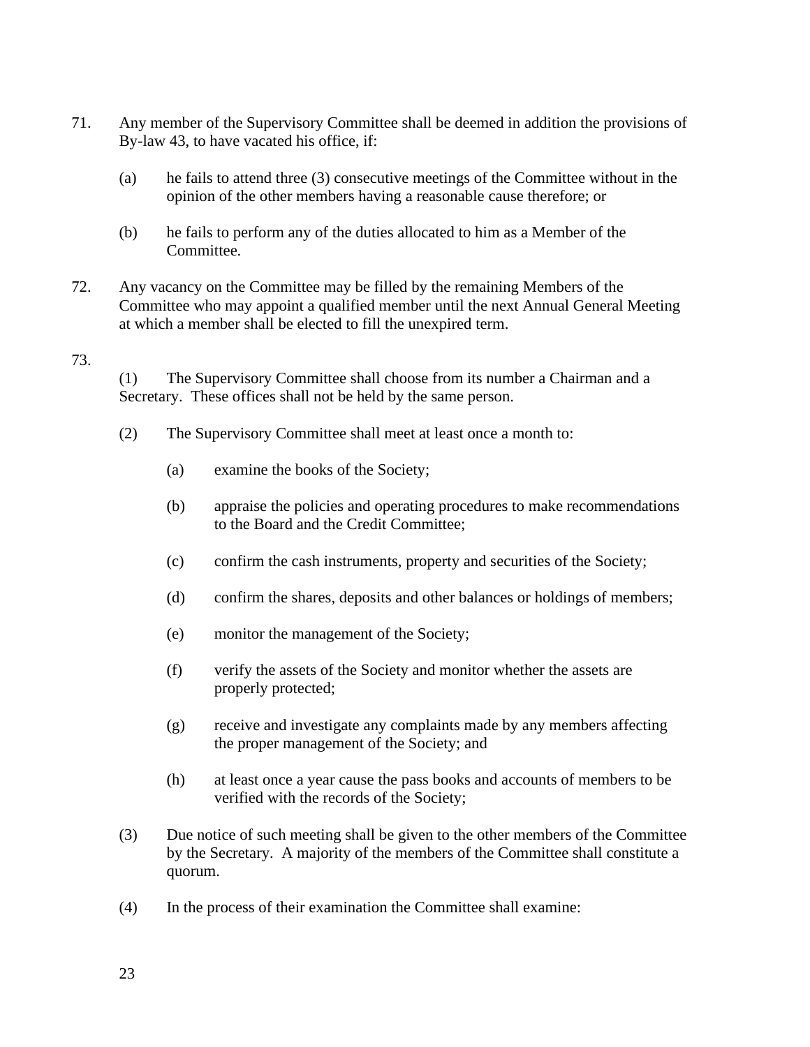71. Any member of the Supervisory Committee shall be deemed in addition the provisions of By-law 43, to have vacated his office, if:

   (a) he fails to attend three (3) consecutive meetings of the Committee without in the opinion of the other members having a reasonable cause therefore; or

   (b) he fails to perform any of the duties allocated to him as a Member of the Committee.

72. Any vacancy on the Committee may be filled by the remaining Members of the Committee who may appoint a qualified member until the next Annual General Meeting at which a member shall be elected to fill the unexpired term.

73.

   (1) The Supervisory Committee shall choose from its number a Chairman and a Secretary. These offices shall not be held by the same person.

   (2) The Supervisory Committee shall meet at least once a month to:

      (a) examine the books of the Society;

      (b) appraise the policies and operating procedures to make recommendations to the Board and the Credit Committee;

      (c) confirm the cash instruments, property and securities of the Society;

      (d) confirm the shares, deposits and other balances or holdings of members;

      (e) monitor the management of the Society;

      (f) verify the assets of the Society and monitor whether the assets are properly protected;

      (g) receive and investigate any complaints made by any members affecting the proper management of the Society; and

      (h) at least once a year cause the pass books and accounts of members to be verified with the records of the Society;

   (3) Due notice of such meeting shall be given to the other members of the Committee by the Secretary. A majority of the members of the Committee shall constitute a quorum.

   (4) In the process of their examination the Committee shall examine: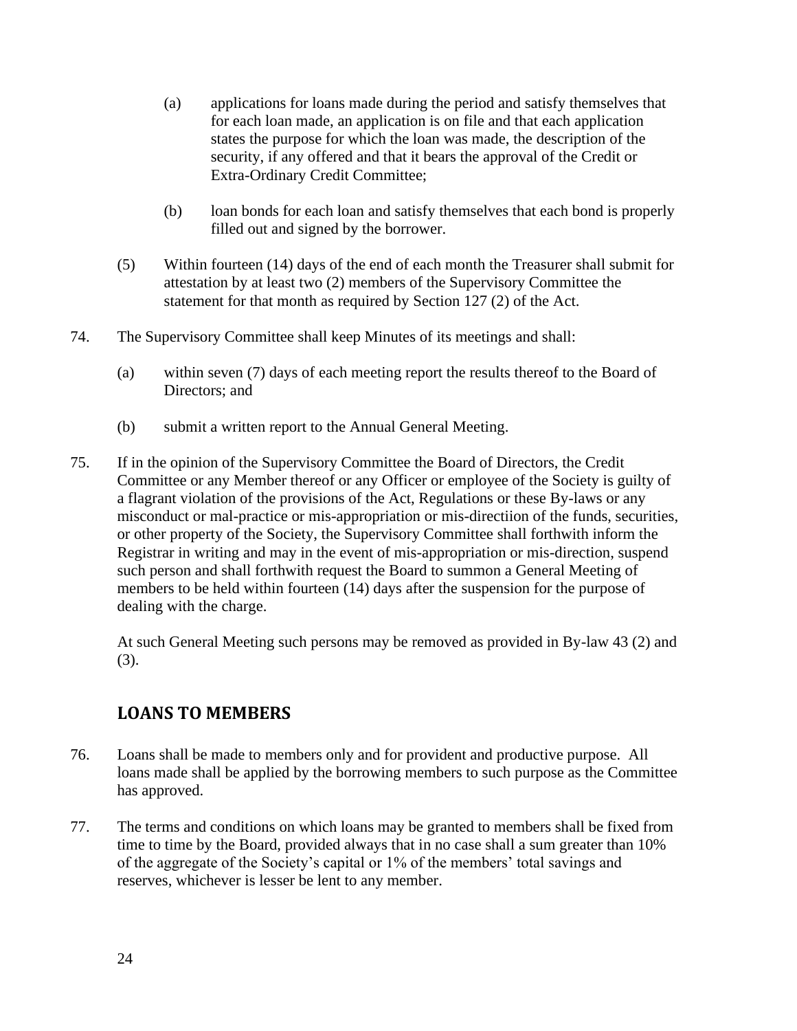(a) applications for loans made during the period and satisfy themselves that for each loan made, an application is on file and that each application states the purpose for which the loan was made, the description of the security, if any offered and that it bears the approval of the Credit or Extra-Ordinary Credit Committee;

(b) loan bonds for each loan and satisfy themselves that each bond is properly filled out and signed by the borrower.

(5) Within fourteen (14) days of the end of each month the Treasurer shall submit for attestation by at least two (2) members of the Supervisory Committee the statement for that month as required by Section 127 (2) of the Act.

74. The Supervisory Committee shall keep Minutes of its meetings and shall:

(a) within seven (7) days of each meeting report the results thereof to the Board of Directors; and

(b) submit a written report to the Annual General Meeting.

75. If in the opinion of the Supervisory Committee the Board of Directors, the Credit Committee or any Member thereof or any Officer or employee of the Society is guilty of a flagrant violation of the provisions of the Act, Regulations or these By-laws or any misconduct or mal-practice or mis-appropriation or mis-directiion of the funds, securities, or other property of the Society, the Supervisory Committee shall forthwith inform the Registrar in writing and may in the event of mis-appropriation or mis-direction, suspend such person and shall forthwith request the Board to summon a General Meeting of members to be held within fourteen (14) days after the suspension for the purpose of dealing with the charge.

At such General Meeting such persons may be removed as provided in By-law 43 (2) and (3).

## LOANS TO MEMBERS

76. Loans shall be made to members only and for provident and productive purpose. All loans made shall be applied by the borrowing members to such purpose as the Committee has approved.

77. The terms and conditions on which loans may be granted to members shall be fixed from time to time by the Board, provided always that in no case shall a sum greater than 10% of the aggregate of the Society's capital or 1% of the members' total savings and reserves, whichever is lesser be lent to any member.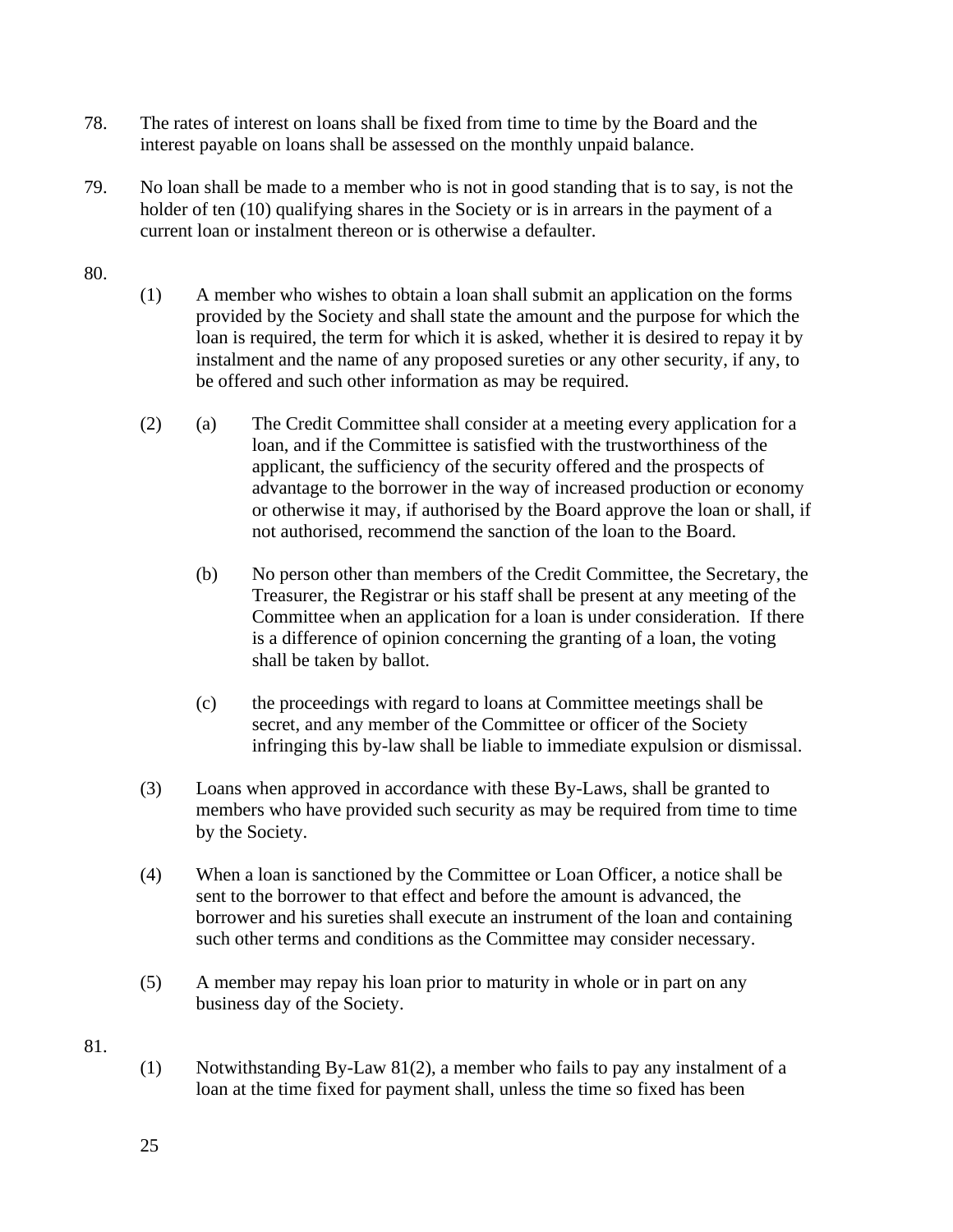78. The rates of interest on loans shall be fixed from time to time by the Board and the interest payable on loans shall be assessed on the monthly unpaid balance.

79. No loan shall be made to a member who is not in good standing that is to say, is not the holder of ten (10) qualifying shares in the Society or is in arrears in the payment of a current loan or instalment thereon or is otherwise a defaulter.

80.

(1) A member who wishes to obtain a loan shall submit an application on the forms provided by the Society and shall state the amount and the purpose for which the loan is required, the term for which it is asked, whether it is desired to repay it by instalment and the name of any proposed sureties or any other security, if any, to be offered and such other information as may be required.

(2) (a) The Credit Committee shall consider at a meeting every application for a loan, and if the Committee is satisfied with the trustworthiness of the applicant, the sufficiency of the security offered and the prospects of advantage to the borrower in the way of increased production or economy or otherwise it may, if authorised by the Board approve the loan or shall, if not authorised, recommend the sanction of the loan to the Board.

(b) No person other than members of the Credit Committee, the Secretary, the Treasurer, the Registrar or his staff shall be present at any meeting of the Committee when an application for a loan is under consideration. If there is a difference of opinion concerning the granting of a loan, the voting shall be taken by ballot.

(c) the proceedings with regard to loans at Committee meetings shall be secret, and any member of the Committee or officer of the Society infringing this by-law shall be liable to immediate expulsion or dismissal.

(3) Loans when approved in accordance with these By-Laws, shall be granted to members who have provided such security as may be required from time to time by the Society.

(4) When a loan is sanctioned by the Committee or Loan Officer, a notice shall be sent to the borrower to that effect and before the amount is advanced, the borrower and his sureties shall execute an instrument of the loan and containing such other terms and conditions as the Committee may consider necessary.

(5) A member may repay his loan prior to maturity in whole or in part on any business day of the Society.

81.

(1) Notwithstanding By-Law 81(2), a member who fails to pay any instalment of a loan at the time fixed for payment shall, unless the time so fixed has been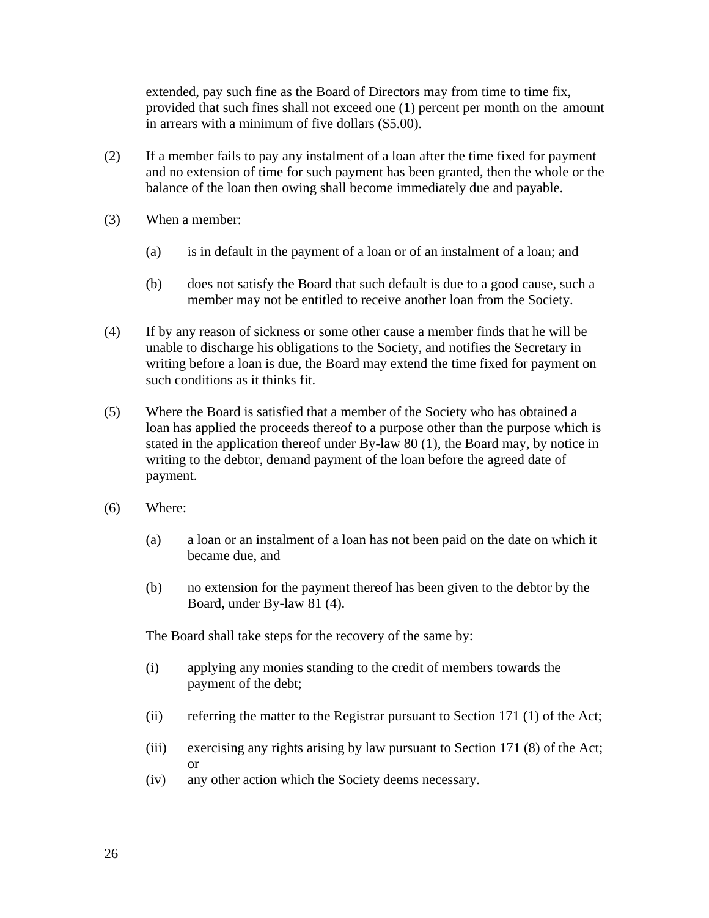extended, pay such fine as the Board of Directors may from time to time fix, provided that such fines shall not exceed one (1) percent per month on the amount in arrears with a minimum of five dollars ($5.00).

(2) If a member fails to pay any instalment of a loan after the time fixed for payment and no extension of time for such payment has been granted, then the whole or the balance of the loan then owing shall become immediately due and payable.

(3) When a member:

(a) is in default in the payment of a loan or of an instalment of a loan; and

(b) does not satisfy the Board that such default is due to a good cause, such a member may not be entitled to receive another loan from the Society.

(4) If by any reason of sickness or some other cause a member finds that he will be unable to discharge his obligations to the Society, and notifies the Secretary in writing before a loan is due, the Board may extend the time fixed for payment on such conditions as it thinks fit.

(5) Where the Board is satisfied that a member of the Society who has obtained a loan has applied the proceeds thereof to a purpose other than the purpose which is stated in the application thereof under By-law 80 (1), the Board may, by notice in writing to the debtor, demand payment of the loan before the agreed date of payment.

(6) Where:

(a) a loan or an instalment of a loan has not been paid on the date on which it became due, and

(b) no extension for the payment thereof has been given to the debtor by the Board, under By-law 81 (4).

The Board shall take steps for the recovery of the same by:

(i) applying any monies standing to the credit of members towards the payment of the debt;

(ii) referring the matter to the Registrar pursuant to Section 171 (1) of the Act;

(iii) exercising any rights arising by law pursuant to Section 171 (8) of the Act; or

(iv) any other action which the Society deems necessary.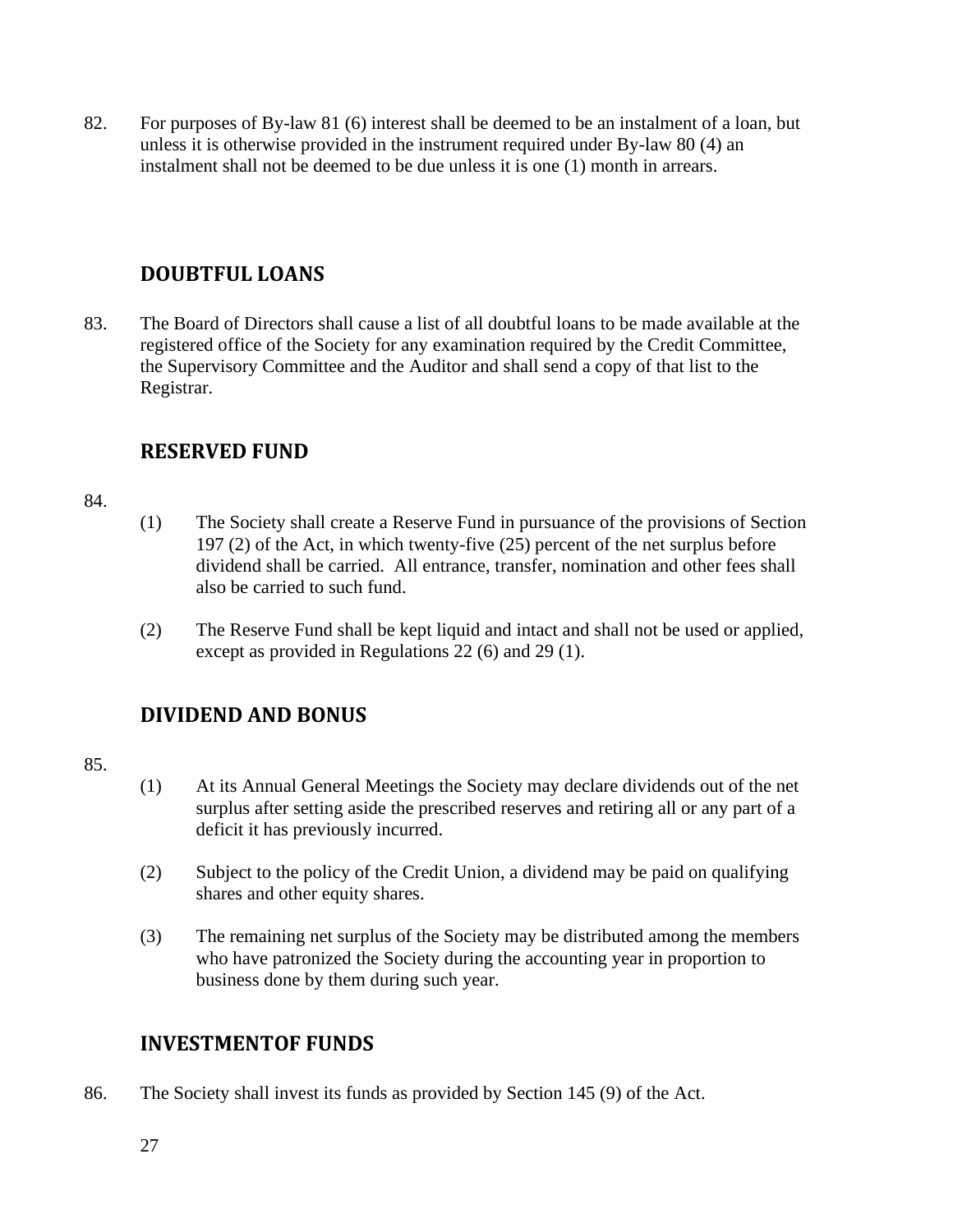82. For purposes of By-law 81 (6) interest shall be deemed to be an instalment of a loan, but unless it is otherwise provided in the instrument required under By-law 80 (4) an instalment shall not be deemed to be due unless it is one (1) month in arrears.

## DOUBTFUL LOANS

83. The Board of Directors shall cause a list of all doubtful loans to be made available at the registered office of the Society for any examination required by the Credit Committee, the Supervisory Committee and the Auditor and shall send a copy of that list to the Registrar.

## RESERVED FUND

84.

(1) The Society shall create a Reserve Fund in pursuance of the provisions of Section 197 (2) of the Act, in which twenty-five (25) percent of the net surplus before dividend shall be carried. All entrance, transfer, nomination and other fees shall also be carried to such fund.

(2) The Reserve Fund shall be kept liquid and intact and shall not be used or applied, except as provided in Regulations 22 (6) and 29 (1).

## DIVIDEND AND BONUS

85.

(1) At its Annual General Meetings the Society may declare dividends out of the net surplus after setting aside the prescribed reserves and retiring all or any part of a deficit it has previously incurred.

(2) Subject to the policy of the Credit Union, a dividend may be paid on qualifying shares and other equity shares.

(3) The remaining net surplus of the Society may be distributed among the members who have patronized the Society during the accounting year in proportion to business done by them during such year.

## INVESTMENTOF FUNDS

86. The Society shall invest its funds as provided by Section 145 (9) of the Act.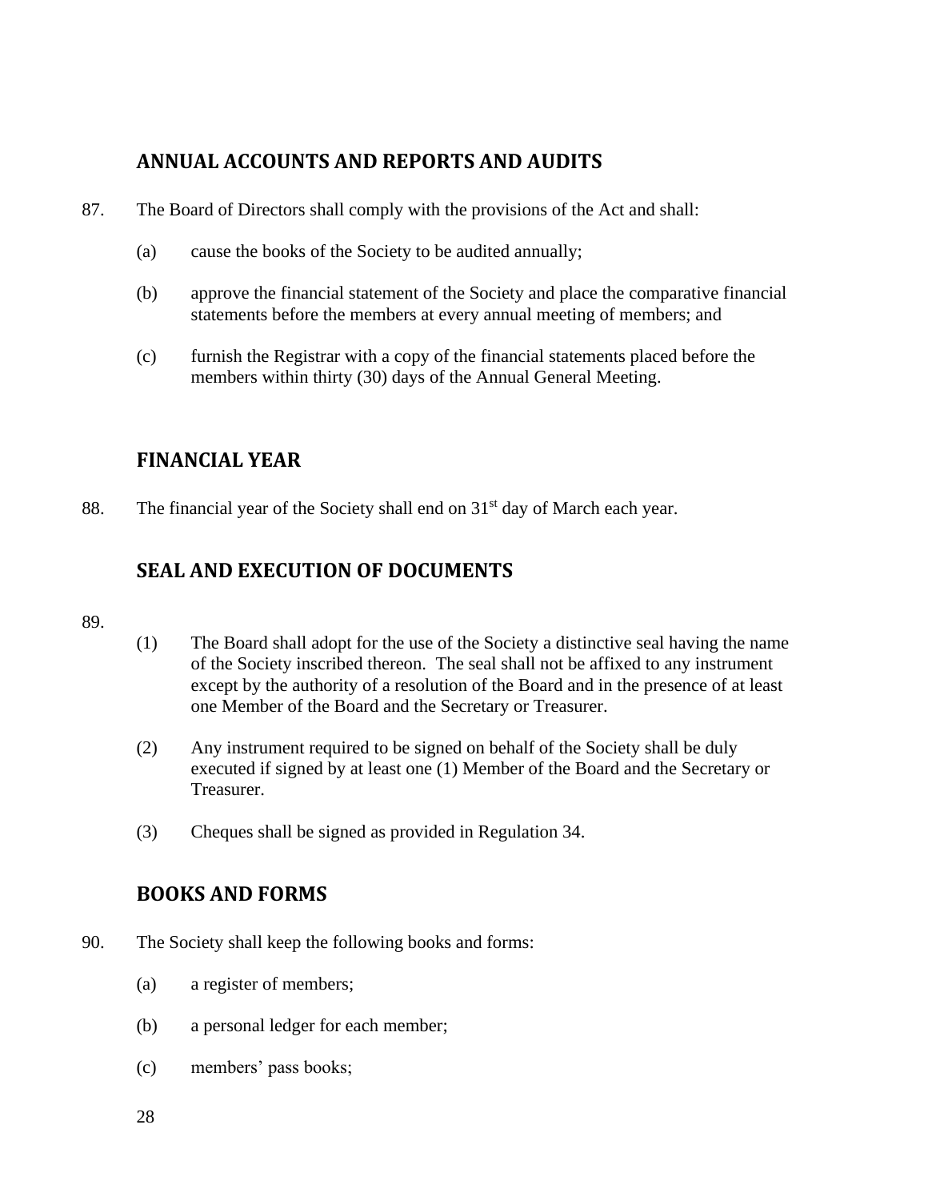## ANNUAL ACCOUNTS AND REPORTS AND AUDITS

87. The Board of Directors shall comply with the provisions of the Act and shall:

    (a) cause the books of the Society to be audited annually;

    (b) approve the financial statement of the Society and place the comparative financial statements before the members at every annual meeting of members; and

    (c) furnish the Registrar with a copy of the financial statements placed before the members within thirty (30) days of the Annual General Meeting.

## FINANCIAL YEAR

88. The financial year of the Society shall end on 31st day of March each year.

## SEAL AND EXECUTION OF DOCUMENTS

89.

    (1) The Board shall adopt for the use of the Society a distinctive seal having the name of the Society inscribed thereon. The seal shall not be affixed to any instrument except by the authority of a resolution of the Board and in the presence of at least one Member of the Board and the Secretary or Treasurer.

    (2) Any instrument required to be signed on behalf of the Society shall be duly executed if signed by at least one (1) Member of the Board and the Secretary or Treasurer.

    (3) Cheques shall be signed as provided in Regulation 34.

## BOOKS AND FORMS

90. The Society shall keep the following books and forms:

    (a) a register of members;

    (b) a personal ledger for each member;

    (c) members' pass books;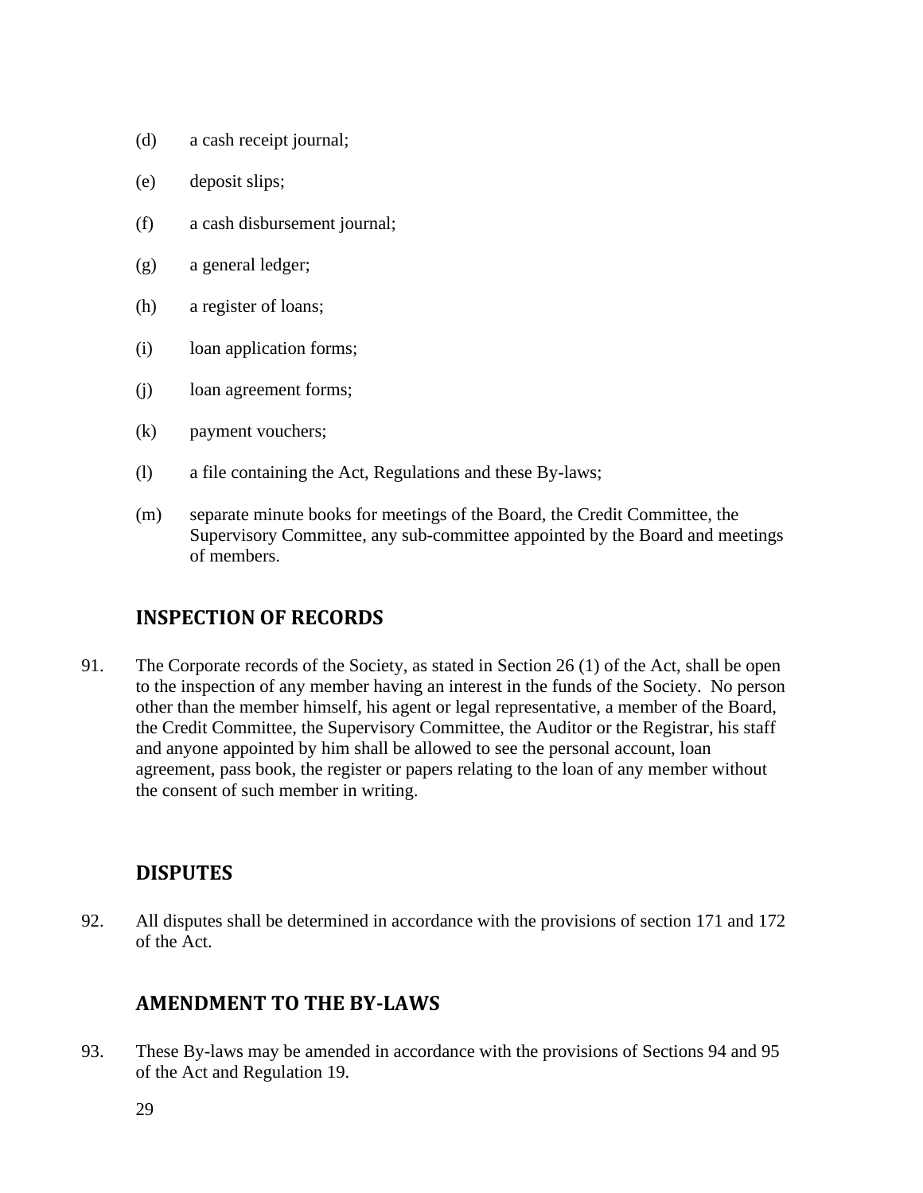(d) a cash receipt journal;

(e) deposit slips;

(f) a cash disbursement journal;

(g) a general ledger;

(h) a register of loans;

(i) loan application forms;

(j) loan agreement forms;

(k) payment vouchers;

(l) a file containing the Act, Regulations and these By-laws;

(m) separate minute books for meetings of the Board, the Credit Committee, the Supervisory Committee, any sub-committee appointed by the Board and meetings of members.

## INSPECTION OF RECORDS

91. The Corporate records of the Society, as stated in Section 26 (1) of the Act, shall be open to the inspection of any member having an interest in the funds of the Society. No person other than the member himself, his agent or legal representative, a member of the Board, the Credit Committee, the Supervisory Committee, the Auditor or the Registrar, his staff and anyone appointed by him shall be allowed to see the personal account, loan agreement, pass book, the register or papers relating to the loan of any member without the consent of such member in writing.

## DISPUTES

92. All disputes shall be determined in accordance with the provisions of section 171 and 172 of the Act.

## AMENDMENT TO THE BY-LAWS

93. These By-laws may be amended in accordance with the provisions of Sections 94 and 95 of the Act and Regulation 19.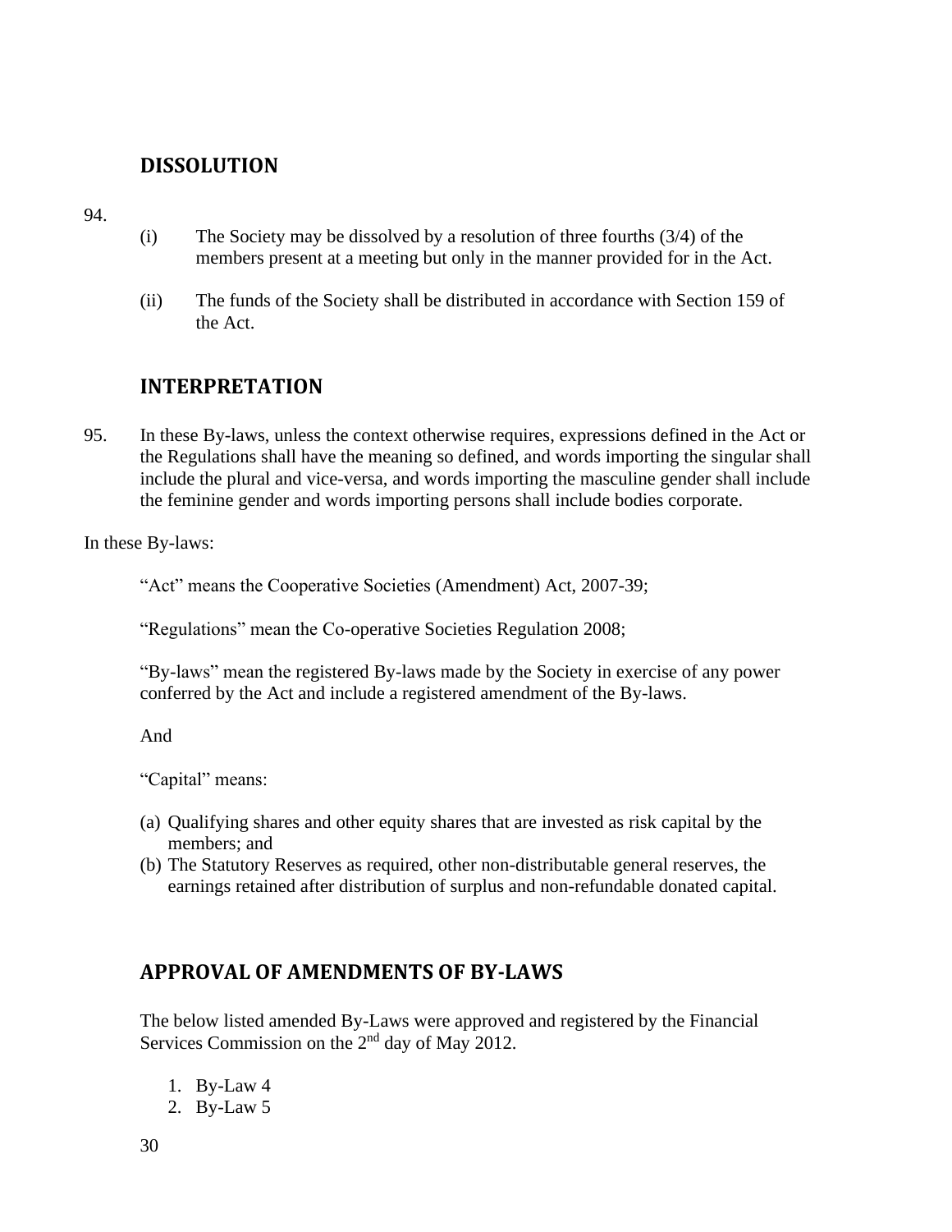## DISSOLUTION

94.

(i) The Society may be dissolved by a resolution of three fourths (3/4) of the members present at a meeting but only in the manner provided for in the Act.

(ii) The funds of the Society shall be distributed in accordance with Section 159 of the Act.

## INTERPRETATION

95. In these By-laws, unless the context otherwise requires, expressions defined in the Act or the Regulations shall have the meaning so defined, and words importing the singular shall include the plural and vice-versa, and words importing the masculine gender shall include the feminine gender and words importing persons shall include bodies corporate.

In these By-laws:

"Act" means the Cooperative Societies (Amendment) Act, 2007-39;

"Regulations" mean the Co-operative Societies Regulation 2008;

"By-laws" mean the registered By-laws made by the Society in exercise of any power conferred by the Act and include a registered amendment of the By-laws.

And

"Capital" means:

(a) Qualifying shares and other equity shares that are invested as risk capital by the members; and
(b) The Statutory Reserves as required, other non-distributable general reserves, the earnings retained after distribution of surplus and non-refundable donated capital.

## APPROVAL OF AMENDMENTS OF BY-LAWS

The below listed amended By-Laws were approved and registered by the Financial Services Commission on the 2nd day of May 2012.

1. By-Law 4
2. By-Law 5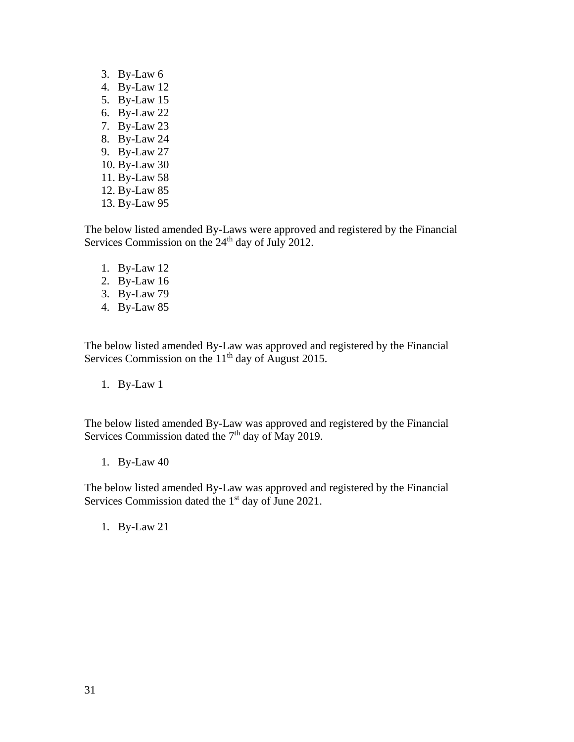3. By-Law 6
4. By-Law 12
5. By-Law 15
6. By-Law 22
7. By-Law 23
8. By-Law 24
9. By-Law 27
10. By-Law 30
11. By-Law 58
12. By-Law 85
13. By-Law 95

The below listed amended By-Laws were approved and registered by the Financial Services Commission on the 24th day of July 2012.

1. By-Law 12
2. By-Law 16
3. By-Law 79
4. By-Law 85

The below listed amended By-Law was approved and registered by the Financial Services Commission on the 11th day of August 2015.

1. By-Law 1

The below listed amended By-Law was approved and registered by the Financial Services Commission dated the 7th day of May 2019.

1. By-Law 40

The below listed amended By-Law was approved and registered by the Financial Services Commission dated the 1st day of June 2021.

1. By-Law 21